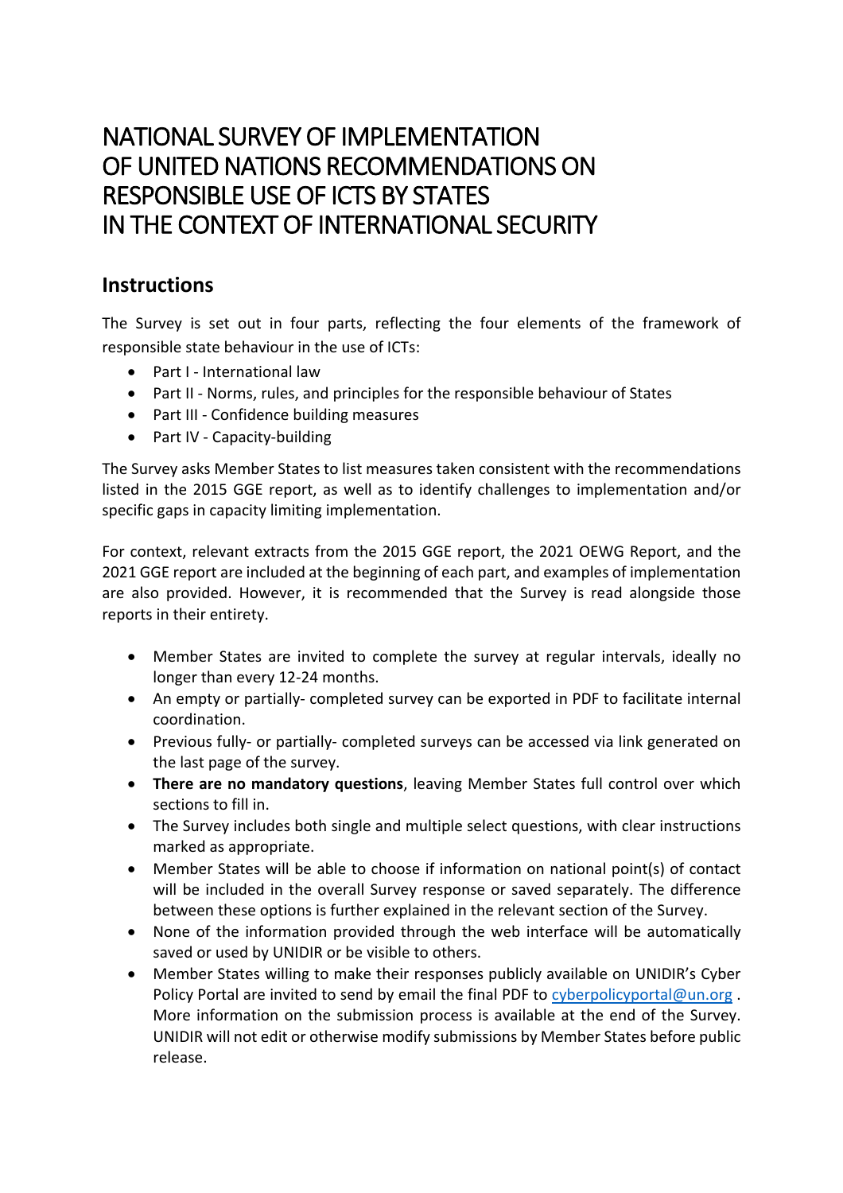# NATIONAL SURVEY OF IMPLEMENTATION OF UNITED NATIONS RECOMMENDATIONS ON RESPONSIBLE USE OF ICTS BY STATES IN THE CONTEXT OF INTERNATIONAL SECURITY

## Instructions

The Survey is set out in four parts, reflecting the four elements of the framework of responsible state behaviour in the use of ICTs:

- Part I - International law
- Part II - Norms, rules, and principles for the responsible behaviour of States
- Part III - Confidence building measures
- Part IV - Capacity-building

The Survey asks Member States to list measures taken consistent with the recommendations listed in the 2015 GGE report, as well as to identify challenges to implementation and/or specific gaps in capacity limiting implementation.

For context, relevant extracts from the 2015 GGE report, the 2021 OEWG Report, and the 2021 GGE report are included at the beginning of each part, and examples of implementation are also provided. However, it is recommended that the Survey is read alongside those reports in their entirety.

- Member States are invited to complete the survey at regular intervals, ideally no longer than every 12-24 months.
- An empty or partially- completed survey can be exported in PDF to facilitate internal coordination.
- Previous fully- or partially- completed surveys can be accessed via link generated on the last page of the survey.
- **There are no mandatory questions**, leaving Member States full control over which sections to fill in.
- The Survey includes both single and multiple select questions, with clear instructions marked as appropriate.
- Member States will be able to choose if information on national point(s) of contact will be included in the overall Survey response or saved separately. The difference between these options is further explained in the relevant section of the Survey.
- None of the information provided through the web interface will be automatically saved or used by UNIDIR or be visible to others.
- Member States willing to make their responses publicly available on UNIDIR's Cyber Policy Portal are invited to send by email the final PDF to cyberpolicyportal@un.org . More information on the submission process is available at the end of the Survey. UNIDIR will not edit or otherwise modify submissions by Member States before public release.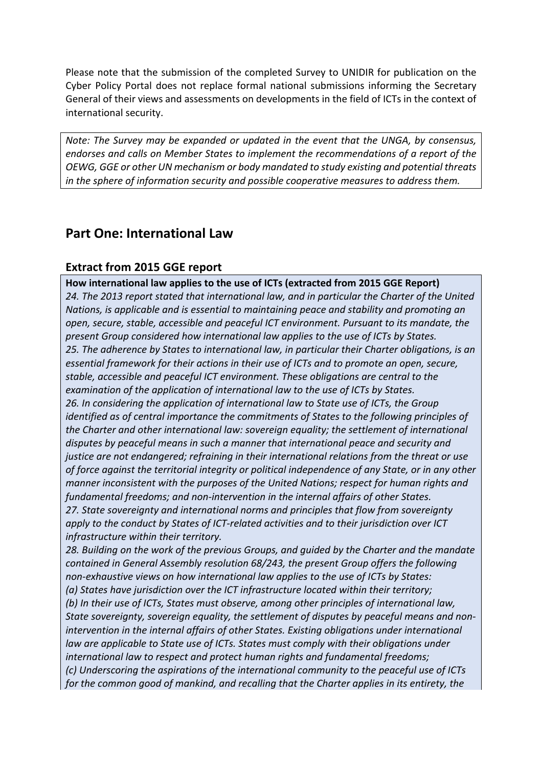Please note that the submission of the completed Survey to UNIDIR for publication on the Cyber Policy Portal does not replace formal national submissions informing the Secretary General of their views and assessments on developments in the field of ICTs in the context of international security.

*Note: The Survey may be expanded or updated in the event that the UNGA, by consensus, endorses and calls on Member States to implement the recommendations of a report of the OEWG, GGE or other UN mechanism or body mandated to study existing and potential threats in the sphere of information security and possible cooperative measures to address them.*

## Part One: International Law

### Extract from 2015 GGE report

**How international law applies to the use of ICTs (extracted from 2015 GGE Report)**

*24. The 2013 report stated that international law, and in particular the Charter of the United Nations, is applicable and is essential to maintaining peace and stability and promoting an open, secure, stable, accessible and peaceful ICT environment. Pursuant to its mandate, the present Group considered how international law applies to the use of ICTs by States.*

*25. The adherence by States to international law, in particular their Charter obligations, is an essential framework for their actions in their use of ICTs and to promote an open, secure, stable, accessible and peaceful ICT environment. These obligations are central to the examination of the application of international law to the use of ICTs by States.*

*26. In considering the application of international law to State use of ICTs, the Group identified as of central importance the commitments of States to the following principles of the Charter and other international law: sovereign equality; the settlement of international disputes by peaceful means in such a manner that international peace and security and justice are not endangered; refraining in their international relations from the threat or use of force against the territorial integrity or political independence of any State, or in any other manner inconsistent with the purposes of the United Nations; respect for human rights and fundamental freedoms; and non-intervention in the internal affairs of other States.*

*27. State sovereignty and international norms and principles that flow from sovereignty apply to the conduct by States of ICT-related activities and to their jurisdiction over ICT infrastructure within their territory.*

*28. Building on the work of the previous Groups, and guided by the Charter and the mandate contained in General Assembly resolution 68/243, the present Group offers the following non-exhaustive views on how international law applies to the use of ICTs by States:*

*(a) States have jurisdiction over the ICT infrastructure located within their territory;*

*(b) In their use of ICTs, States must observe, among other principles of international law, State sovereignty, sovereign equality, the settlement of disputes by peaceful means and non-intervention in the internal affairs of other States. Existing obligations under international law are applicable to State use of ICTs. States must comply with their obligations under international law to respect and protect human rights and fundamental freedoms;*

*(c) Underscoring the aspirations of the international community to the peaceful use of ICTs for the common good of mankind, and recalling that the Charter applies in its entirety, the*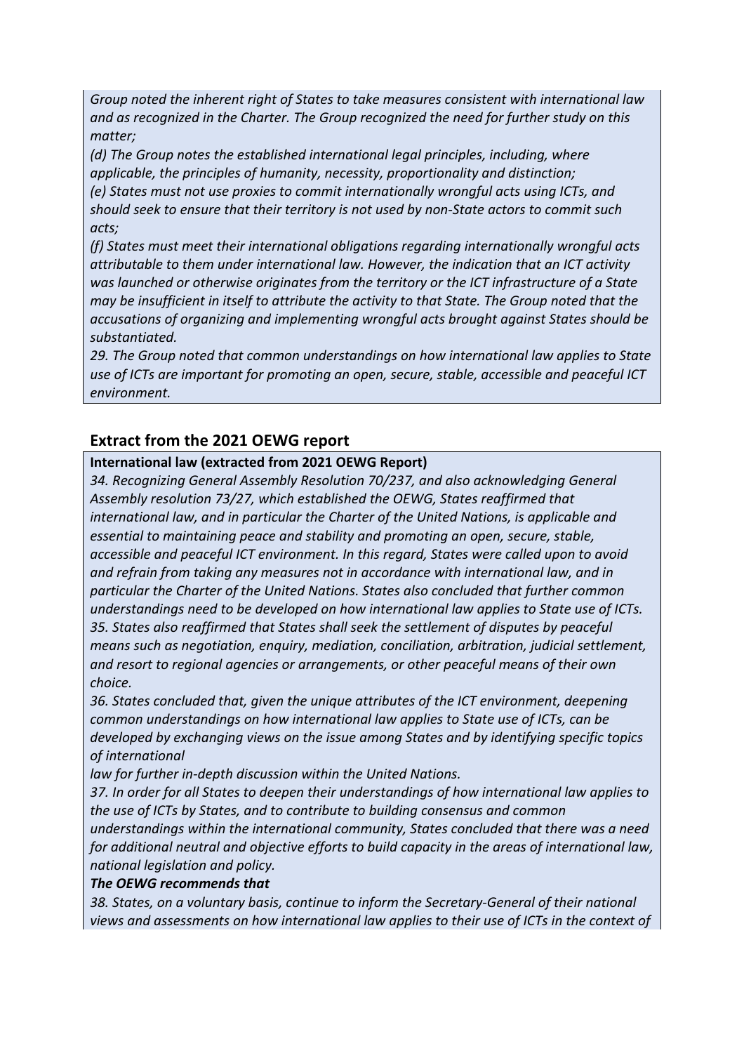*Group noted the inherent right of States to take measures consistent with international law and as recognized in the Charter. The Group recognized the need for further study on this matter;*

*(d) The Group notes the established international legal principles, including, where applicable, the principles of humanity, necessity, proportionality and distinction;*

*(e) States must not use proxies to commit internationally wrongful acts using ICTs, and should seek to ensure that their territory is not used by non-State actors to commit such acts;*

*(f) States must meet their international obligations regarding internationally wrongful acts attributable to them under international law. However, the indication that an ICT activity was launched or otherwise originates from the territory or the ICT infrastructure of a State may be insufficient in itself to attribute the activity to that State. The Group noted that the accusations of organizing and implementing wrongful acts brought against States should be substantiated.*

*29. The Group noted that common understandings on how international law applies to State use of ICTs are important for promoting an open, secure, stable, accessible and peaceful ICT environment.*

## Extract from the 2021 OEWG report

**International law (extracted from 2021 OEWG Report)**

*34. Recognizing General Assembly Resolution 70/237, and also acknowledging General Assembly resolution 73/27, which established the OEWG, States reaffirmed that international law, and in particular the Charter of the United Nations, is applicable and essential to maintaining peace and stability and promoting an open, secure, stable, accessible and peaceful ICT environment. In this regard, States were called upon to avoid and refrain from taking any measures not in accordance with international law, and in particular the Charter of the United Nations. States also concluded that further common understandings need to be developed on how international law applies to State use of ICTs.*

*35. States also reaffirmed that States shall seek the settlement of disputes by peaceful means such as negotiation, enquiry, mediation, conciliation, arbitration, judicial settlement, and resort to regional agencies or arrangements, or other peaceful means of their own choice.*

*36. States concluded that, given the unique attributes of the ICT environment, deepening common understandings on how international law applies to State use of ICTs, can be developed by exchanging views on the issue among States and by identifying specific topics of international law for further in-depth discussion within the United Nations.*

*37. In order for all States to deepen their understandings of how international law applies to the use of ICTs by States, and to contribute to building consensus and common understandings within the international community, States concluded that there was a need for additional neutral and objective efforts to build capacity in the areas of international law, national legislation and policy.*

***The OEWG recommends that***

*38. States, on a voluntary basis, continue to inform the Secretary-General of their national views and assessments on how international law applies to their use of ICTs in the context of*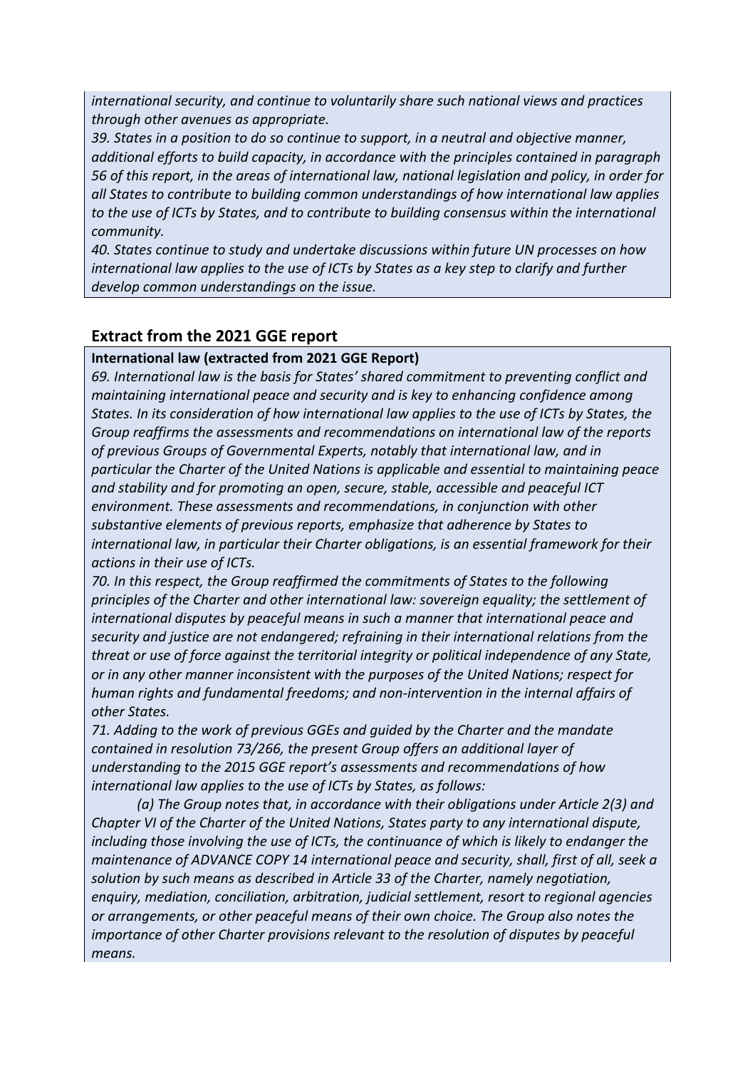*international security, and continue to voluntarily share such national views and practices through other avenues as appropriate.*

*39. States in a position to do so continue to support, in a neutral and objective manner, additional efforts to build capacity, in accordance with the principles contained in paragraph 56 of this report, in the areas of international law, national legislation and policy, in order for all States to contribute to building common understandings of how international law applies to the use of ICTs by States, and to contribute to building consensus within the international community.*

*40. States continue to study and undertake discussions within future UN processes on how international law applies to the use of ICTs by States as a key step to clarify and further develop common understandings on the issue.*

## Extract from the 2021 GGE report

**International law (extracted from 2021 GGE Report)**

*69. International law is the basis for States' shared commitment to preventing conflict and maintaining international peace and security and is key to enhancing confidence among States. In its consideration of how international law applies to the use of ICTs by States, the Group reaffirms the assessments and recommendations on international law of the reports of previous Groups of Governmental Experts, notably that international law, and in particular the Charter of the United Nations is applicable and essential to maintaining peace and stability and for promoting an open, secure, stable, accessible and peaceful ICT environment. These assessments and recommendations, in conjunction with other substantive elements of previous reports, emphasize that adherence by States to international law, in particular their Charter obligations, is an essential framework for their actions in their use of ICTs.*

*70. In this respect, the Group reaffirmed the commitments of States to the following principles of the Charter and other international law: sovereign equality; the settlement of international disputes by peaceful means in such a manner that international peace and security and justice are not endangered; refraining in their international relations from the threat or use of force against the territorial integrity or political independence of any State, or in any other manner inconsistent with the purposes of the United Nations; respect for human rights and fundamental freedoms; and non-intervention in the internal affairs of other States.*

*71. Adding to the work of previous GGEs and guided by the Charter and the mandate contained in resolution 73/266, the present Group offers an additional layer of understanding to the 2015 GGE report's assessments and recommendations of how international law applies to the use of ICTs by States, as follows:*

*(a) The Group notes that, in accordance with their obligations under Article 2(3) and Chapter VI of the Charter of the United Nations, States party to any international dispute, including those involving the use of ICTs, the continuance of which is likely to endanger the maintenance of ADVANCE COPY 14 international peace and security, shall, first of all, seek a solution by such means as described in Article 33 of the Charter, namely negotiation, enquiry, mediation, conciliation, arbitration, judicial settlement, resort to regional agencies or arrangements, or other peaceful means of their own choice. The Group also notes the importance of other Charter provisions relevant to the resolution of disputes by peaceful means.*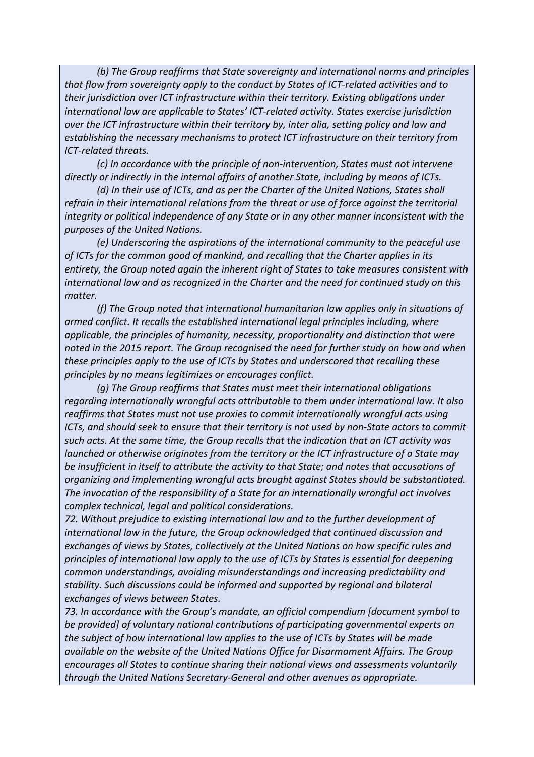*(b) The Group reaffirms that State sovereignty and international norms and principles that flow from sovereignty apply to the conduct by States of ICT-related activities and to their jurisdiction over ICT infrastructure within their territory. Existing obligations under international law are applicable to States' ICT-related activity. States exercise jurisdiction over the ICT infrastructure within their territory by, inter alia, setting policy and law and establishing the necessary mechanisms to protect ICT infrastructure on their territory from ICT-related threats.*

*(c) In accordance with the principle of non-intervention, States must not intervene directly or indirectly in the internal affairs of another State, including by means of ICTs.*

*(d) In their use of ICTs, and as per the Charter of the United Nations, States shall refrain in their international relations from the threat or use of force against the territorial integrity or political independence of any State or in any other manner inconsistent with the purposes of the United Nations.*

*(e) Underscoring the aspirations of the international community to the peaceful use of ICTs for the common good of mankind, and recalling that the Charter applies in its entirety, the Group noted again the inherent right of States to take measures consistent with international law and as recognized in the Charter and the need for continued study on this matter.*

*(f) The Group noted that international humanitarian law applies only in situations of armed conflict. It recalls the established international legal principles including, where applicable, the principles of humanity, necessity, proportionality and distinction that were noted in the 2015 report. The Group recognised the need for further study on how and when these principles apply to the use of ICTs by States and underscored that recalling these principles by no means legitimizes or encourages conflict.*

*(g) The Group reaffirms that States must meet their international obligations regarding internationally wrongful acts attributable to them under international law. It also reaffirms that States must not use proxies to commit internationally wrongful acts using ICTs, and should seek to ensure that their territory is not used by non-State actors to commit such acts. At the same time, the Group recalls that the indication that an ICT activity was launched or otherwise originates from the territory or the ICT infrastructure of a State may be insufficient in itself to attribute the activity to that State; and notes that accusations of organizing and implementing wrongful acts brought against States should be substantiated. The invocation of the responsibility of a State for an internationally wrongful act involves complex technical, legal and political considerations.*

*72. Without prejudice to existing international law and to the further development of international law in the future, the Group acknowledged that continued discussion and exchanges of views by States, collectively at the United Nations on how specific rules and principles of international law apply to the use of ICTs by States is essential for deepening common understandings, avoiding misunderstandings and increasing predictability and stability. Such discussions could be informed and supported by regional and bilateral exchanges of views between States.*

*73. In accordance with the Group's mandate, an official compendium [document symbol to be provided] of voluntary national contributions of participating governmental experts on the subject of how international law applies to the use of ICTs by States will be made available on the website of the United Nations Office for Disarmament Affairs. The Group encourages all States to continue sharing their national views and assessments voluntarily through the United Nations Secretary-General and other avenues as appropriate.*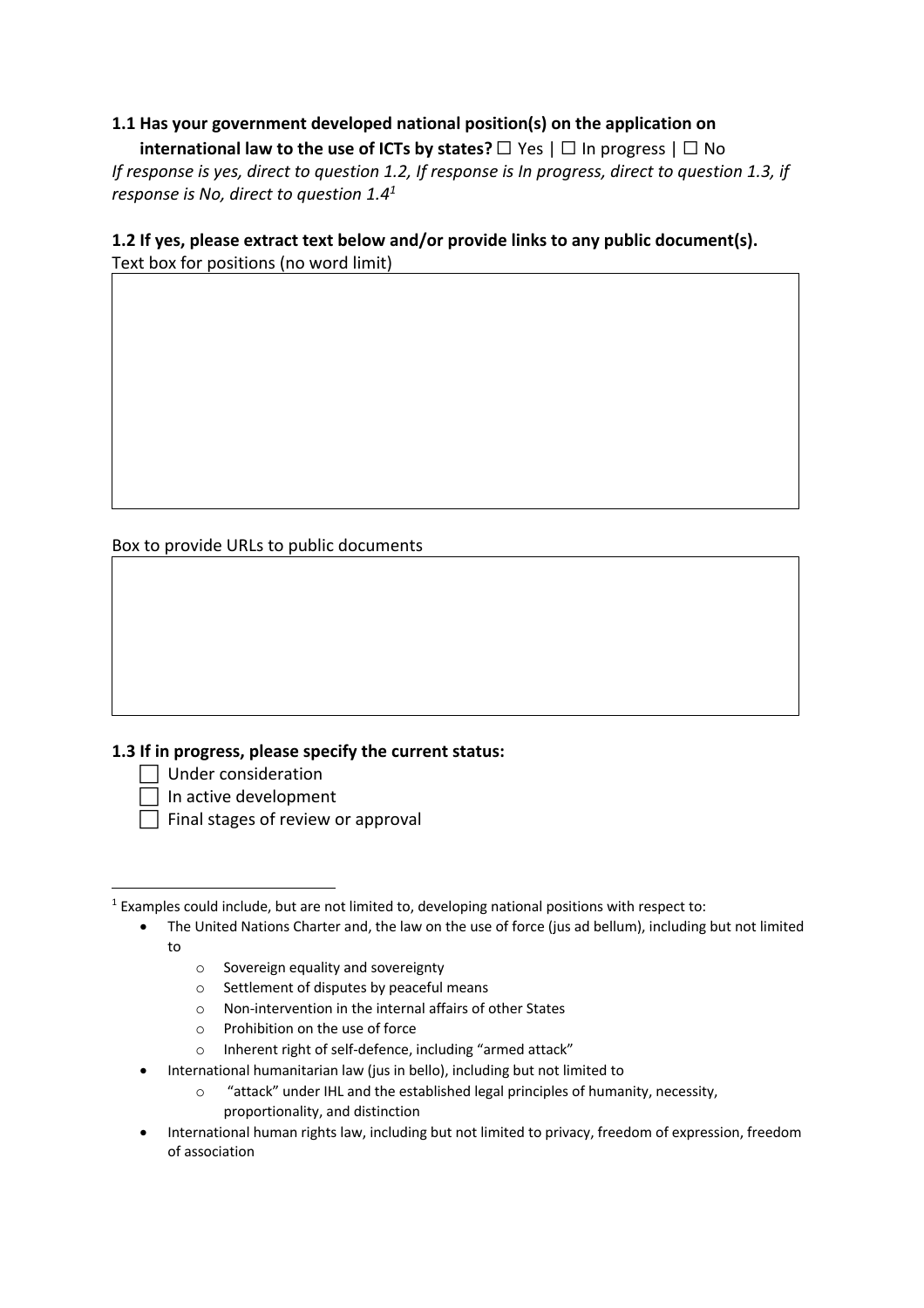**1.1 Has your government developed national position(s) on the application on international law to the use of ICTs by states?** ☐ Yes | ☐ In progress | ☐ No

*If response is yes, direct to question 1.2, If response is In progress, direct to question 1.3, if response is No, direct to question 1.4*[1]

**1.2 If yes, please extract text below and/or provide links to any public document(s).**

Text box for positions (no word limit)

| |
|---|
| |

Box to provide URLs to public documents

| |
|---|
| |

**1.3 If in progress, please specify the current status:**

- ☐ Under consideration
- ☐ In active development
- ☐ Final stages of review or approval

---

[1] Examples could include, but are not limited to, developing national positions with respect to:

- The United Nations Charter and, the law on the use of force (jus ad bellum), including but not limited to
  - Sovereign equality and sovereignty
  - Settlement of disputes by peaceful means
  - Non-intervention in the internal affairs of other States
  - Prohibition on the use of force
  - Inherent right of self-defence, including "armed attack"
- International humanitarian law (jus in bello), including but not limited to
  - "attack" under IHL and the established legal principles of humanity, necessity, proportionality, and distinction
- International human rights law, including but not limited to privacy, freedom of expression, freedom of association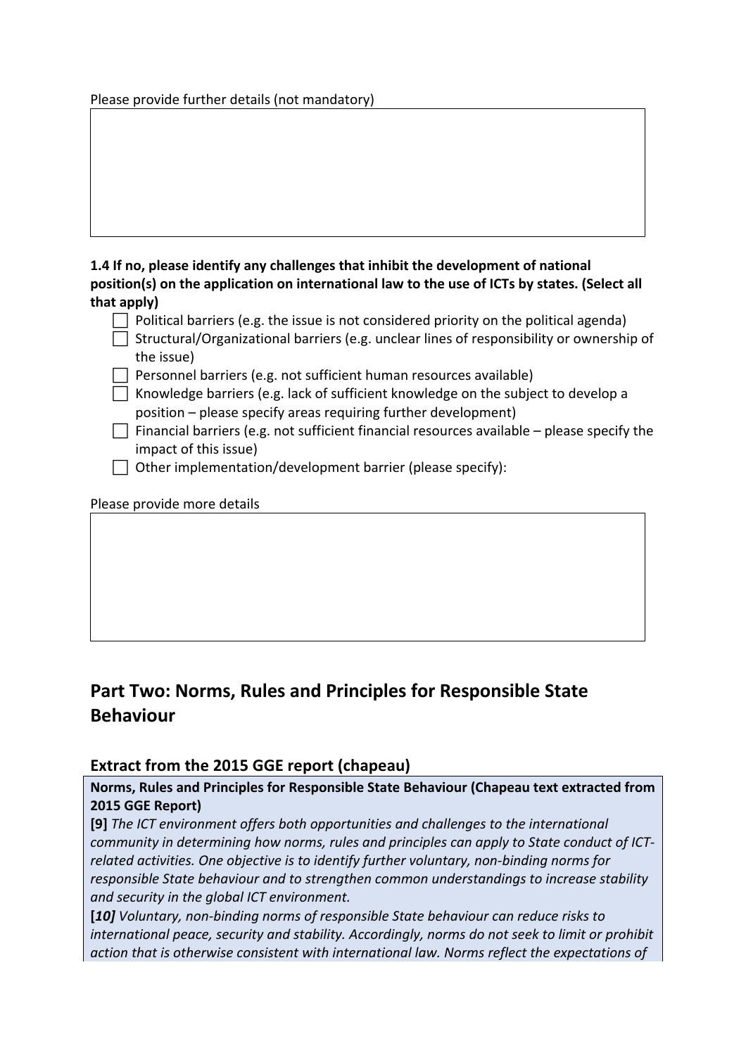Please provide further details (not mandatory)

**1.4 If no, please identify any challenges that inhibit the development of national position(s) on the application on international law to the use of ICTs by states. (Select all that apply)**

- ☐ Political barriers (e.g. the issue is not considered priority on the political agenda)
- ☐ Structural/Organizational barriers (e.g. unclear lines of responsibility or ownership of the issue)
- ☐ Personnel barriers (e.g. not sufficient human resources available)
- ☐ Knowledge barriers (e.g. lack of sufficient knowledge on the subject to develop a position – please specify areas requiring further development)
- ☐ Financial barriers (e.g. not sufficient financial resources available – please specify the impact of this issue)
- ☐ Other implementation/development barrier (please specify):

Please provide more details

## Part Two: Norms, Rules and Principles for Responsible State Behaviour

### Extract from the 2015 GGE report (chapeau)

**Norms, Rules and Principles for Responsible State Behaviour (Chapeau text extracted from 2015 GGE Report)**

**[9]** *The ICT environment offers both opportunities and challenges to the international community in determining how norms, rules and principles can apply to State conduct of ICT-related activities. One objective is to identify further voluntary, non-binding norms for responsible State behaviour and to strengthen common understandings to increase stability and security in the global ICT environment.*

**[*10]*** *Voluntary, non-binding norms of responsible State behaviour can reduce risks to international peace, security and stability. Accordingly, norms do not seek to limit or prohibit action that is otherwise consistent with international law. Norms reflect the expectations of*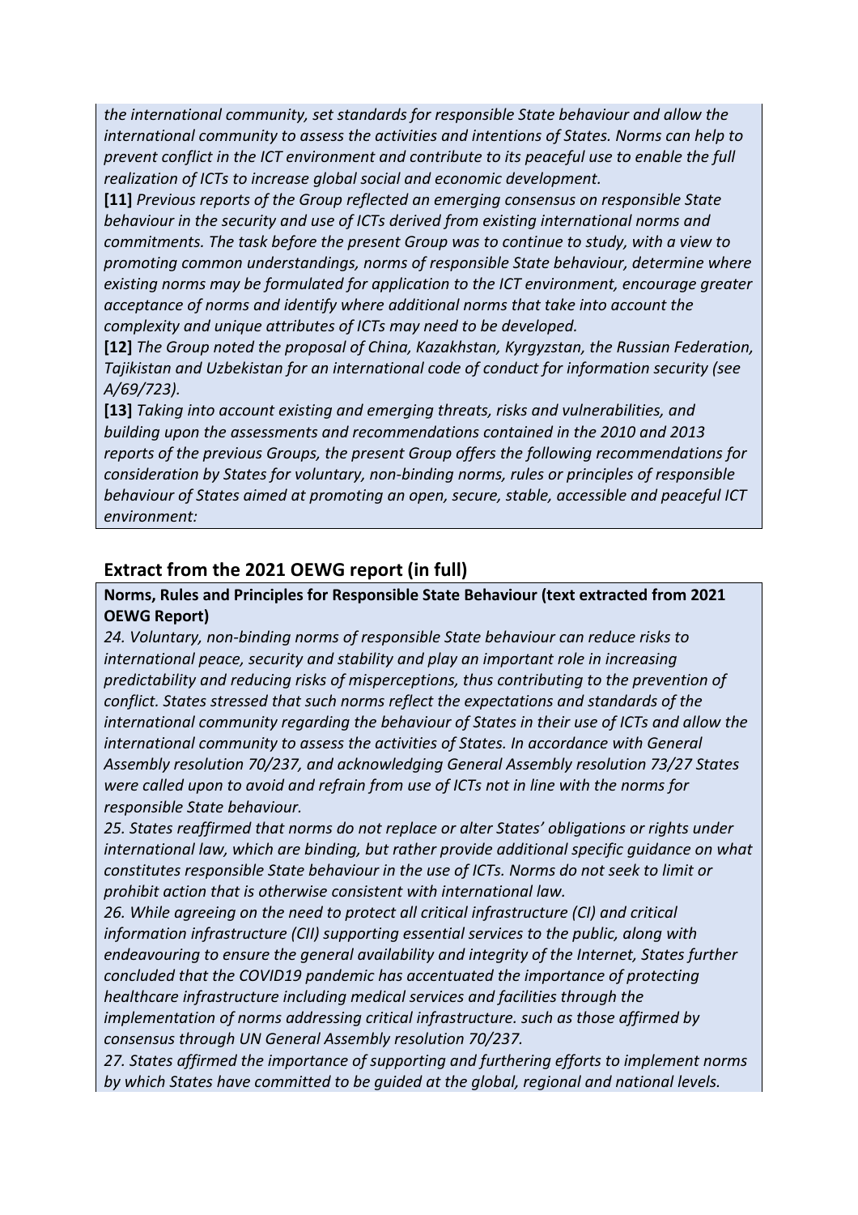*the international community, set standards for responsible State behaviour and allow the international community to assess the activities and intentions of States. Norms can help to prevent conflict in the ICT environment and contribute to its peaceful use to enable the full realization of ICTs to increase global social and economic development.*

**[11]** *Previous reports of the Group reflected an emerging consensus on responsible State behaviour in the security and use of ICTs derived from existing international norms and commitments. The task before the present Group was to continue to study, with a view to promoting common understandings, norms of responsible State behaviour, determine where existing norms may be formulated for application to the ICT environment, encourage greater acceptance of norms and identify where additional norms that take into account the complexity and unique attributes of ICTs may need to be developed.*

**[12]** *The Group noted the proposal of China, Kazakhstan, Kyrgyzstan, the Russian Federation, Tajikistan and Uzbekistan for an international code of conduct for information security (see A/69/723).*

**[13]** *Taking into account existing and emerging threats, risks and vulnerabilities, and building upon the assessments and recommendations contained in the 2010 and 2013 reports of the previous Groups, the present Group offers the following recommendations for consideration by States for voluntary, non-binding norms, rules or principles of responsible behaviour of States aimed at promoting an open, secure, stable, accessible and peaceful ICT environment:*

## Extract from the 2021 OEWG report (in full)

**Norms, Rules and Principles for Responsible State Behaviour (text extracted from 2021 OEWG Report)**

*24. Voluntary, non-binding norms of responsible State behaviour can reduce risks to international peace, security and stability and play an important role in increasing predictability and reducing risks of misperceptions, thus contributing to the prevention of conflict. States stressed that such norms reflect the expectations and standards of the international community regarding the behaviour of States in their use of ICTs and allow the international community to assess the activities of States. In accordance with General Assembly resolution 70/237, and acknowledging General Assembly resolution 73/27 States were called upon to avoid and refrain from use of ICTs not in line with the norms for responsible State behaviour.*

*25. States reaffirmed that norms do not replace or alter States' obligations or rights under international law, which are binding, but rather provide additional specific guidance on what constitutes responsible State behaviour in the use of ICTs. Norms do not seek to limit or prohibit action that is otherwise consistent with international law.*

*26. While agreeing on the need to protect all critical infrastructure (CI) and critical information infrastructure (CII) supporting essential services to the public, along with endeavouring to ensure the general availability and integrity of the Internet, States further concluded that the COVID19 pandemic has accentuated the importance of protecting healthcare infrastructure including medical services and facilities through the implementation of norms addressing critical infrastructure. such as those affirmed by consensus through UN General Assembly resolution 70/237.*

*27. States affirmed the importance of supporting and furthering efforts to implement norms by which States have committed to be guided at the global, regional and national levels.*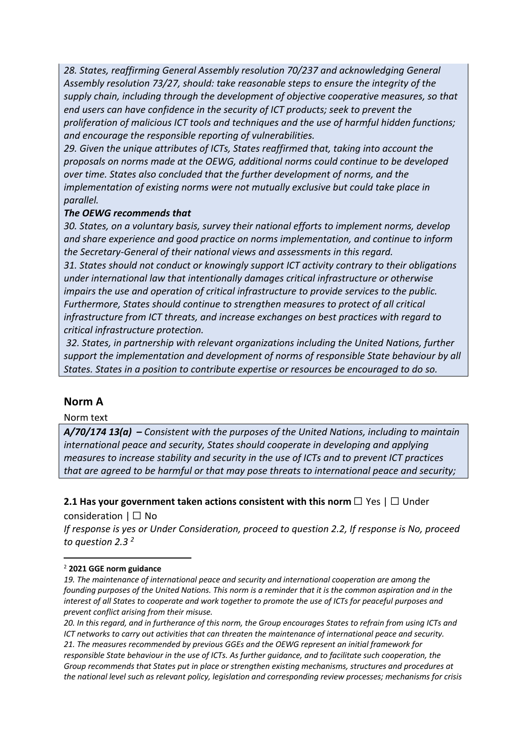*28. States, reaffirming General Assembly resolution 70/237 and acknowledging General Assembly resolution 73/27, should: take reasonable steps to ensure the integrity of the supply chain, including through the development of objective cooperative measures, so that end users can have confidence in the security of ICT products; seek to prevent the proliferation of malicious ICT tools and techniques and the use of harmful hidden functions; and encourage the responsible reporting of vulnerabilities.*

*29. Given the unique attributes of ICTs, States reaffirmed that, taking into account the proposals on norms made at the OEWG, additional norms could continue to be developed over time. States also concluded that the further development of norms, and the implementation of existing norms were not mutually exclusive but could take place in parallel.*

***The OEWG recommends that***

*30. States, on a voluntary basis, survey their national efforts to implement norms, develop and share experience and good practice on norms implementation, and continue to inform the Secretary-General of their national views and assessments in this regard.*

*31. States should not conduct or knowingly support ICT activity contrary to their obligations under international law that intentionally damages critical infrastructure or otherwise impairs the use and operation of critical infrastructure to provide services to the public. Furthermore, States should continue to strengthen measures to protect of all critical infrastructure from ICT threats, and increase exchanges on best practices with regard to critical infrastructure protection.*

*32. States, in partnership with relevant organizations including the United Nations, further support the implementation and development of norms of responsible State behaviour by all States. States in a position to contribute expertise or resources be encouraged to do so.*

## Norm A

Norm text

***A/70/174 13(a) –*** *Consistent with the purposes of the United Nations, including to maintain international peace and security, States should cooperate in developing and applying measures to increase stability and security in the use of ICTs and to prevent ICT practices that are agreed to be harmful or that may pose threats to international peace and security;*

**2.1 Has your government taken actions consistent with this norm** ☐ Yes | ☐ Under consideration | ☐ No

*If response is yes or Under Consideration, proceed to question 2.2, If response is No, proceed to question 2.3* [2]

---

[2] **2021 GGE norm guidance**

*19. The maintenance of international peace and security and international cooperation are among the founding purposes of the United Nations. This norm is a reminder that it is the common aspiration and in the interest of all States to cooperate and work together to promote the use of ICTs for peaceful purposes and prevent conflict arising from their misuse.*

*20. In this regard, and in furtherance of this norm, the Group encourages States to refrain from using ICTs and ICT networks to carry out activities that can threaten the maintenance of international peace and security.*

*21. The measures recommended by previous GGEs and the OEWG represent an initial framework for responsible State behaviour in the use of ICTs. As further guidance, and to facilitate such cooperation, the Group recommends that States put in place or strengthen existing mechanisms, structures and procedures at the national level such as relevant policy, legislation and corresponding review processes; mechanisms for crisis*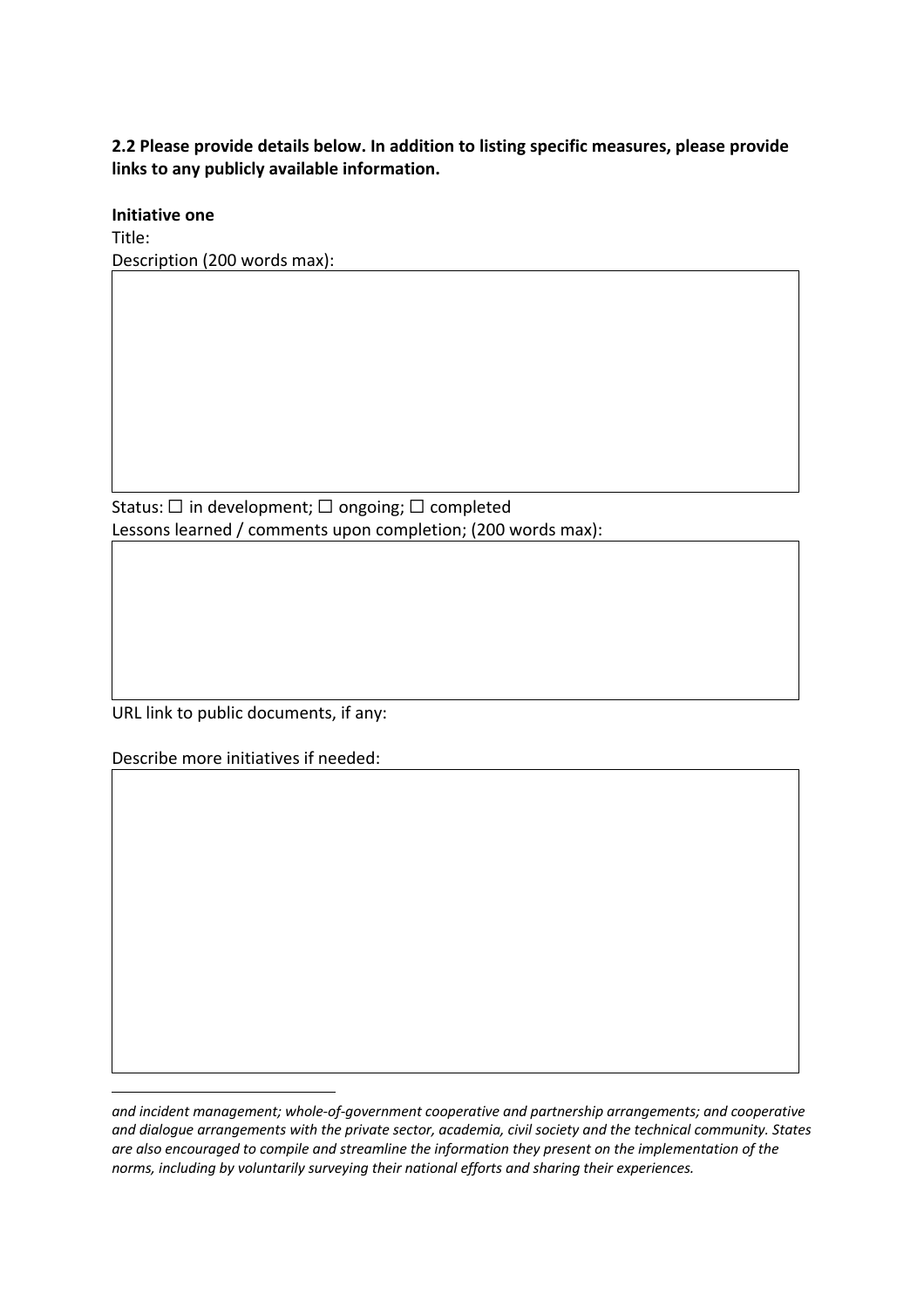**2.2 Please provide details below. In addition to listing specific measures, please provide links to any publicly available information.**

**Initiative one**

Title:

Description (200 words max):

Status: ☐ in development; ☐ ongoing; ☐ completed

Lessons learned / comments upon completion; (200 words max):

URL link to public documents, if any:

Describe more initiatives if needed:

*and incident management; whole-of-government cooperative and partnership arrangements; and cooperative and dialogue arrangements with the private sector, academia, civil society and the technical community. States are also encouraged to compile and streamline the information they present on the implementation of the norms, including by voluntarily surveying their national efforts and sharing their experiences.*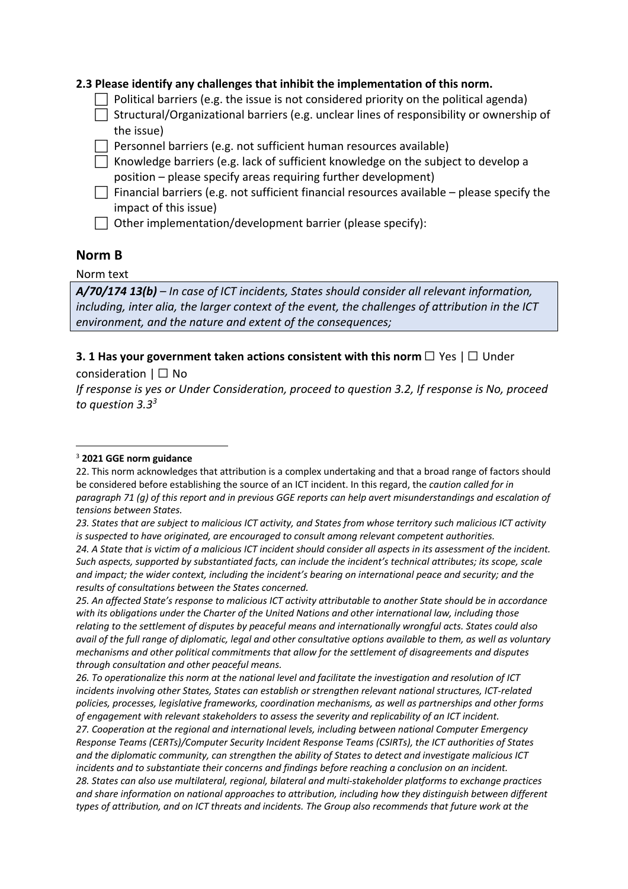**2.3 Please identify any challenges that inhibit the implementation of this norm.**

- ☐ Political barriers (e.g. the issue is not considered priority on the political agenda)
- ☐ Structural/Organizational barriers (e.g. unclear lines of responsibility or ownership of the issue)
- ☐ Personnel barriers (e.g. not sufficient human resources available)
- ☐ Knowledge barriers (e.g. lack of sufficient knowledge on the subject to develop a position – please specify areas requiring further development)
- ☐ Financial barriers (e.g. not sufficient financial resources available – please specify the impact of this issue)
- ☐ Other implementation/development barrier (please specify):

## Norm B

Norm text

***A/70/174 13(b)*** *– In case of ICT incidents, States should consider all relevant information, including, inter alia, the larger context of the event, the challenges of attribution in the ICT environment, and the nature and extent of the consequences;*

**3. 1 Has your government taken actions consistent with this norm** ☐ Yes | ☐ Under consideration | ☐ No

*If response is yes or Under Consideration, proceed to question 3.2, If response is No, proceed to question 3.3*[3]

---

[3] **2021 GGE norm guidance**

22. This norm acknowledges that attribution is a complex undertaking and that a broad range of factors should be considered before establishing the source of an ICT incident. In this regard, the *caution called for in paragraph 71 (g) of this report and in previous GGE reports can help avert misunderstandings and escalation of tensions between States.*

*23. States that are subject to malicious ICT activity, and States from whose territory such malicious ICT activity is suspected to have originated, are encouraged to consult among relevant competent authorities.*

*24. A State that is victim of a malicious ICT incident should consider all aspects in its assessment of the incident. Such aspects, supported by substantiated facts, can include the incident's technical attributes; its scope, scale and impact; the wider context, including the incident's bearing on international peace and security; and the results of consultations between the States concerned.*

*25. An affected State's response to malicious ICT activity attributable to another State should be in accordance with its obligations under the Charter of the United Nations and other international law, including those relating to the settlement of disputes by peaceful means and internationally wrongful acts. States could also avail of the full range of diplomatic, legal and other consultative options available to them, as well as voluntary mechanisms and other political commitments that allow for the settlement of disagreements and disputes through consultation and other peaceful means.*

*26. To operationalize this norm at the national level and facilitate the investigation and resolution of ICT incidents involving other States, States can establish or strengthen relevant national structures, ICT-related policies, processes, legislative frameworks, coordination mechanisms, as well as partnerships and other forms of engagement with relevant stakeholders to assess the severity and replicability of an ICT incident.*

*27. Cooperation at the regional and international levels, including between national Computer Emergency Response Teams (CERTs)/Computer Security Incident Response Teams (CSIRTs), the ICT authorities of States and the diplomatic community, can strengthen the ability of States to detect and investigate malicious ICT incidents and to substantiate their concerns and findings before reaching a conclusion on an incident.*

*28. States can also use multilateral, regional, bilateral and multi-stakeholder platforms to exchange practices and share information on national approaches to attribution, including how they distinguish between different types of attribution, and on ICT threats and incidents. The Group also recommends that future work at the*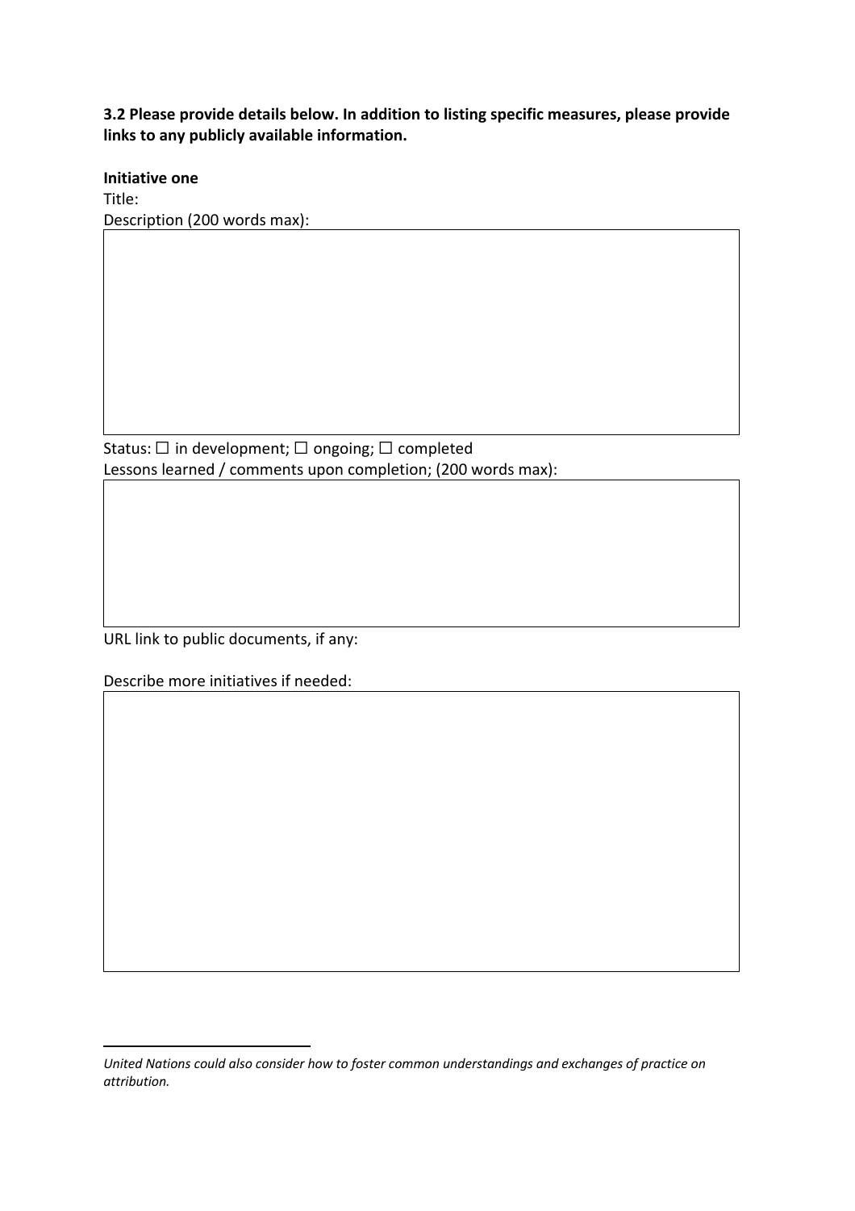**3.2 Please provide details below. In addition to listing specific measures, please provide links to any publicly available information.**

**Initiative one**

Title:

Description (200 words max):

Status: ☐ in development; ☐ ongoing; ☐ completed

Lessons learned / comments upon completion; (200 words max):

URL link to public documents, if any:

Describe more initiatives if needed:

---

*United Nations could also consider how to foster common understandings and exchanges of practice on attribution.*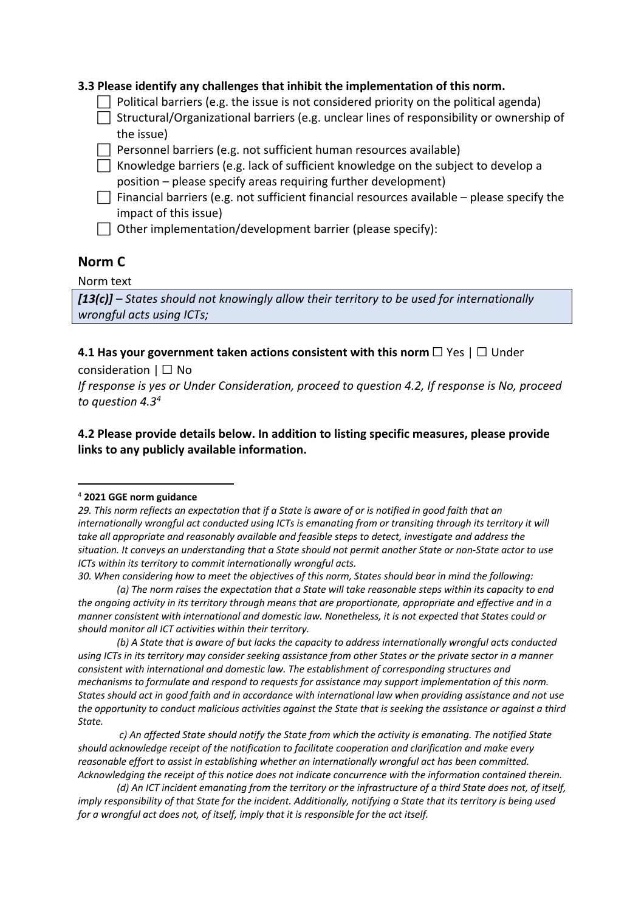**3.3 Please identify any challenges that inhibit the implementation of this norm.**

- ☐ Political barriers (e.g. the issue is not considered priority on the political agenda)
- ☐ Structural/Organizational barriers (e.g. unclear lines of responsibility or ownership of the issue)
- ☐ Personnel barriers (e.g. not sufficient human resources available)
- ☐ Knowledge barriers (e.g. lack of sufficient knowledge on the subject to develop a position – please specify areas requiring further development)
- ☐ Financial barriers (e.g. not sufficient financial resources available – please specify the impact of this issue)
- ☐ Other implementation/development barrier (please specify):

## Norm C

Norm text

***[13(c)]*** *– States should not knowingly allow their territory to be used for internationally wrongful acts using ICTs;*

**4.1 Has your government taken actions consistent with this norm** ☐ Yes | ☐ Under consideration | ☐ No

*If response is yes or Under Consideration, proceed to question 4.2, If response is No, proceed to question 4.3*[4]

**4.2 Please provide details below. In addition to listing specific measures, please provide links to any publicly available information.**

---

[4] **2021 GGE norm guidance**

*29. This norm reflects an expectation that if a State is aware of or is notified in good faith that an internationally wrongful act conducted using ICTs is emanating from or transiting through its territory it will take all appropriate and reasonably available and feasible steps to detect, investigate and address the situation. It conveys an understanding that a State should not permit another State or non-State actor to use ICTs within its territory to commit internationally wrongful acts.*

*30. When considering how to meet the objectives of this norm, States should bear in mind the following:*

*(a) The norm raises the expectation that a State will take reasonable steps within its capacity to end the ongoing activity in its territory through means that are proportionate, appropriate and effective and in a manner consistent with international and domestic law. Nonetheless, it is not expected that States could or should monitor all ICT activities within their territory.*

*(b) A State that is aware of but lacks the capacity to address internationally wrongful acts conducted using ICTs in its territory may consider seeking assistance from other States or the private sector in a manner consistent with international and domestic law. The establishment of corresponding structures and mechanisms to formulate and respond to requests for assistance may support implementation of this norm. States should act in good faith and in accordance with international law when providing assistance and not use the opportunity to conduct malicious activities against the State that is seeking the assistance or against a third State.*

*c) An affected State should notify the State from which the activity is emanating. The notified State should acknowledge receipt of the notification to facilitate cooperation and clarification and make every reasonable effort to assist in establishing whether an internationally wrongful act has been committed. Acknowledging the receipt of this notice does not indicate concurrence with the information contained therein.*

*(d) An ICT incident emanating from the territory or the infrastructure of a third State does not, of itself, imply responsibility of that State for the incident. Additionally, notifying a State that its territory is being used for a wrongful act does not, of itself, imply that it is responsible for the act itself.*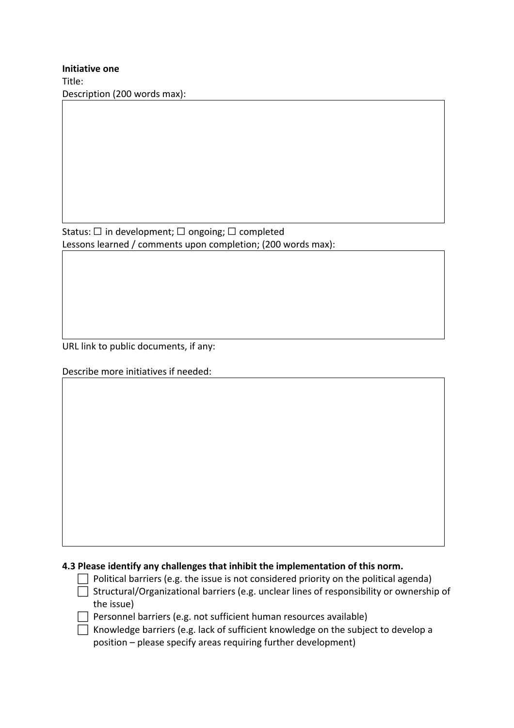**Initiative one**

Title:

Description (200 words max):

Status: ☐ in development; ☐ ongoing; ☐ completed

Lessons learned / comments upon completion; (200 words max):

URL link to public documents, if any:

Describe more initiatives if needed:

**4.3 Please identify any challenges that inhibit the implementation of this norm.**

- ☐ Political barriers (e.g. the issue is not considered priority on the political agenda)
- ☐ Structural/Organizational barriers (e.g. unclear lines of responsibility or ownership of the issue)
- ☐ Personnel barriers (e.g. not sufficient human resources available)
- ☐ Knowledge barriers (e.g. lack of sufficient knowledge on the subject to develop a position – please specify areas requiring further development)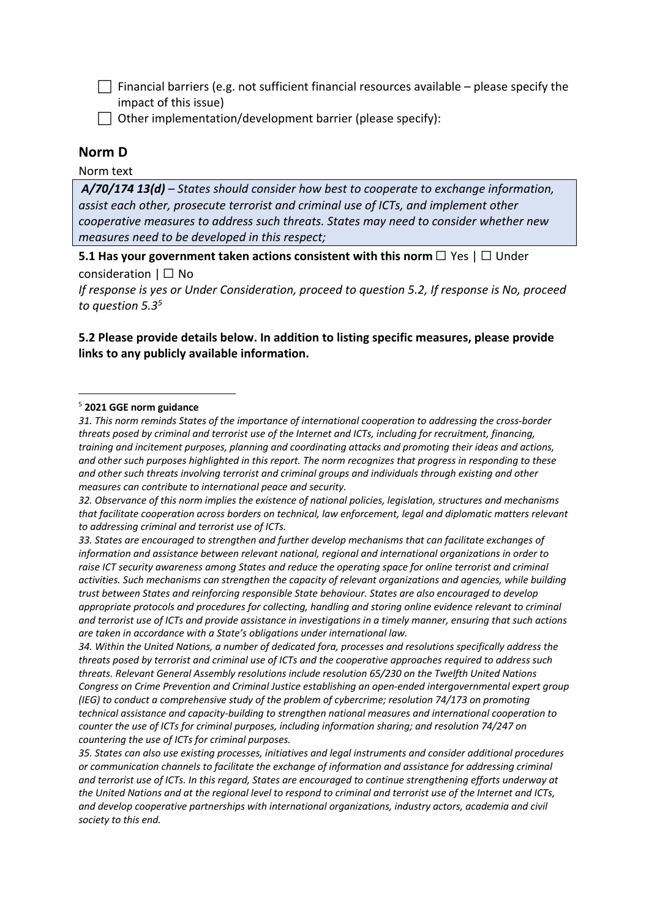☐ Financial barriers (e.g. not sufficient financial resources available – please specify the impact of this issue)

☐ Other implementation/development barrier (please specify):

## Norm D

Norm text

> ***A/70/174 13(d)*** *– States should consider how best to cooperate to exchange information, assist each other, prosecute terrorist and criminal use of ICTs, and implement other cooperative measures to address such threats. States may need to consider whether new measures need to be developed in this respect;*

**5.1 Has your government taken actions consistent with this norm** ☐ Yes | ☐ Under consideration | ☐ No

*If response is yes or Under Consideration, proceed to question 5.2, If response is No, proceed to question 5.3*[5]

**5.2 Please provide details below. In addition to listing specific measures, please provide links to any publicly available information.**

---

[5] **2021 GGE norm guidance**

*31. This norm reminds States of the importance of international cooperation to addressing the cross-border threats posed by criminal and terrorist use of the Internet and ICTs, including for recruitment, financing, training and incitement purposes, planning and coordinating attacks and promoting their ideas and actions, and other such purposes highlighted in this report. The norm recognizes that progress in responding to these and other such threats involving terrorist and criminal groups and individuals through existing and other measures can contribute to international peace and security.*

*32. Observance of this norm implies the existence of national policies, legislation, structures and mechanisms that facilitate cooperation across borders on technical, law enforcement, legal and diplomatic matters relevant to addressing criminal and terrorist use of ICTs.*

*33. States are encouraged to strengthen and further develop mechanisms that can facilitate exchanges of information and assistance between relevant national, regional and international organizations in order to raise ICT security awareness among States and reduce the operating space for online terrorist and criminal activities. Such mechanisms can strengthen the capacity of relevant organizations and agencies, while building trust between States and reinforcing responsible State behaviour. States are also encouraged to develop appropriate protocols and procedures for collecting, handling and storing online evidence relevant to criminal and terrorist use of ICTs and provide assistance in investigations in a timely manner, ensuring that such actions are taken in accordance with a State's obligations under international law.*

*34. Within the United Nations, a number of dedicated fora, processes and resolutions specifically address the threats posed by terrorist and criminal use of ICTs and the cooperative approaches required to address such threats. Relevant General Assembly resolutions include resolution 65/230 on the Twelfth United Nations Congress on Crime Prevention and Criminal Justice establishing an open-ended intergovernmental expert group (IEG) to conduct a comprehensive study of the problem of cybercrime; resolution 74/173 on promoting technical assistance and capacity-building to strengthen national measures and international cooperation to counter the use of ICTs for criminal purposes, including information sharing; and resolution 74/247 on countering the use of ICTs for criminal purposes.*

*35. States can also use existing processes, initiatives and legal instruments and consider additional procedures or communication channels to facilitate the exchange of information and assistance for addressing criminal and terrorist use of ICTs. In this regard, States are encouraged to continue strengthening efforts underway at the United Nations and at the regional level to respond to criminal and terrorist use of the Internet and ICTs, and develop cooperative partnerships with international organizations, industry actors, academia and civil society to this end.*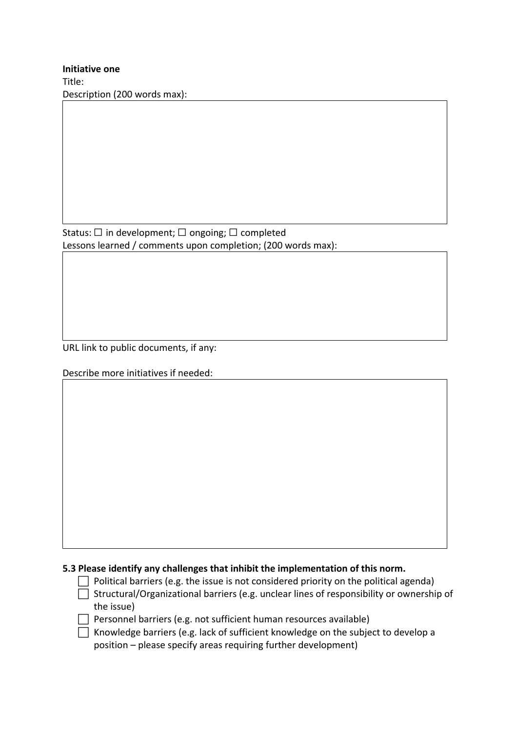**Initiative one**

Title:

Description (200 words max):

Status: ☐ in development; ☐ ongoing; ☐ completed

Lessons learned / comments upon completion; (200 words max):

URL link to public documents, if any:

Describe more initiatives if needed:

**5.3 Please identify any challenges that inhibit the implementation of this norm.**

- ☐ Political barriers (e.g. the issue is not considered priority on the political agenda)
- ☐ Structural/Organizational barriers (e.g. unclear lines of responsibility or ownership of the issue)
- ☐ Personnel barriers (e.g. not sufficient human resources available)
- ☐ Knowledge barriers (e.g. lack of sufficient knowledge on the subject to develop a position – please specify areas requiring further development)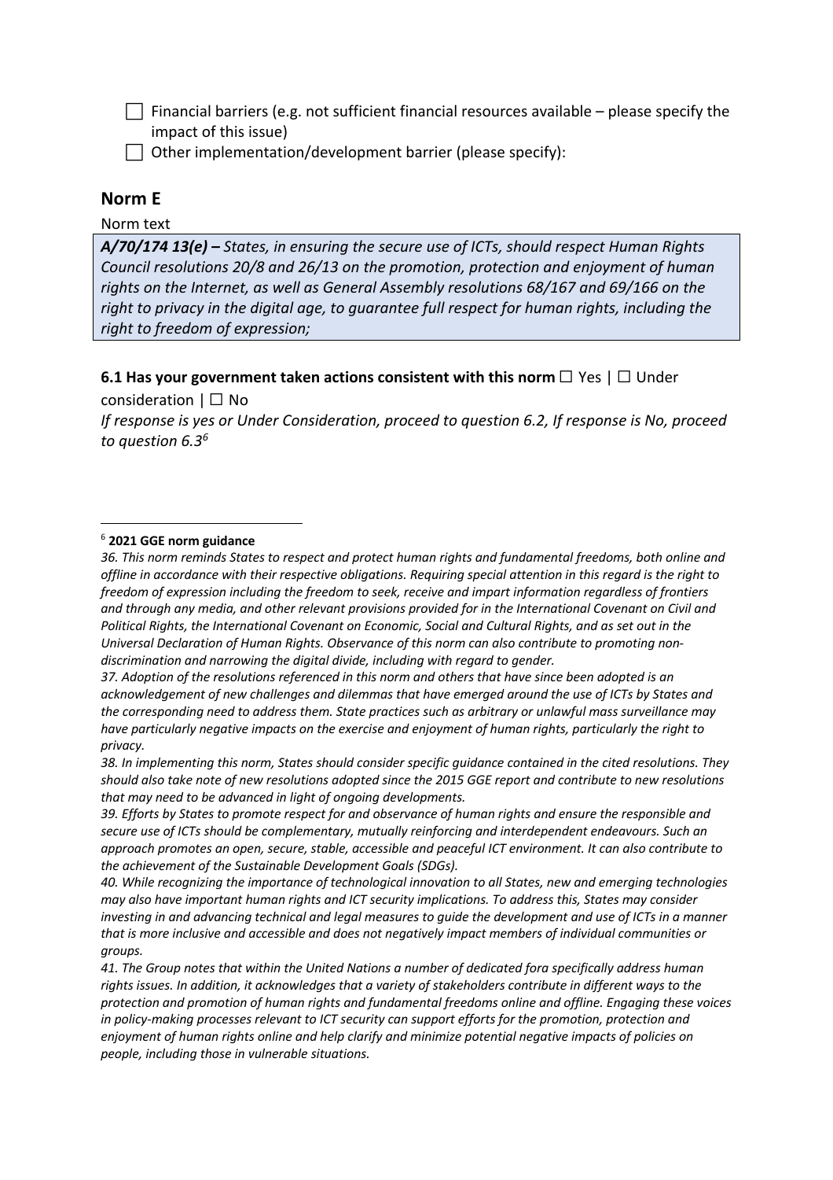☐ Financial barriers (e.g. not sufficient financial resources available – please specify the impact of this issue)

☐ Other implementation/development barrier (please specify):

## Norm E

Norm text

***A/70/174 13(e) –*** *States, in ensuring the secure use of ICTs, should respect Human Rights Council resolutions 20/8 and 26/13 on the promotion, protection and enjoyment of human rights on the Internet, as well as General Assembly resolutions 68/167 and 69/166 on the right to privacy in the digital age, to guarantee full respect for human rights, including the right to freedom of expression;*

**6.1 Has your government taken actions consistent with this norm** ☐ Yes | ☐ Under consideration | ☐ No

*If response is yes or Under Consideration, proceed to question 6.2, If response is No, proceed to question 6.3*[6]

---

[6] **2021 GGE norm guidance**

*36. This norm reminds States to respect and protect human rights and fundamental freedoms, both online and offline in accordance with their respective obligations. Requiring special attention in this regard is the right to freedom of expression including the freedom to seek, receive and impart information regardless of frontiers and through any media, and other relevant provisions provided for in the International Covenant on Civil and Political Rights, the International Covenant on Economic, Social and Cultural Rights, and as set out in the Universal Declaration of Human Rights. Observance of this norm can also contribute to promoting non-discrimination and narrowing the digital divide, including with regard to gender.*

*37. Adoption of the resolutions referenced in this norm and others that have since been adopted is an acknowledgement of new challenges and dilemmas that have emerged around the use of ICTs by States and the corresponding need to address them. State practices such as arbitrary or unlawful mass surveillance may have particularly negative impacts on the exercise and enjoyment of human rights, particularly the right to privacy.*

*38. In implementing this norm, States should consider specific guidance contained in the cited resolutions. They should also take note of new resolutions adopted since the 2015 GGE report and contribute to new resolutions that may need to be advanced in light of ongoing developments.*

*39. Efforts by States to promote respect for and observance of human rights and ensure the responsible and secure use of ICTs should be complementary, mutually reinforcing and interdependent endeavours. Such an approach promotes an open, secure, stable, accessible and peaceful ICT environment. It can also contribute to the achievement of the Sustainable Development Goals (SDGs).*

*40. While recognizing the importance of technological innovation to all States, new and emerging technologies may also have important human rights and ICT security implications. To address this, States may consider investing in and advancing technical and legal measures to guide the development and use of ICTs in a manner that is more inclusive and accessible and does not negatively impact members of individual communities or groups.*

*41. The Group notes that within the United Nations a number of dedicated fora specifically address human rights issues. In addition, it acknowledges that a variety of stakeholders contribute in different ways to the protection and promotion of human rights and fundamental freedoms online and offline. Engaging these voices in policy-making processes relevant to ICT security can support efforts for the promotion, protection and enjoyment of human rights online and help clarify and minimize potential negative impacts of policies on people, including those in vulnerable situations.*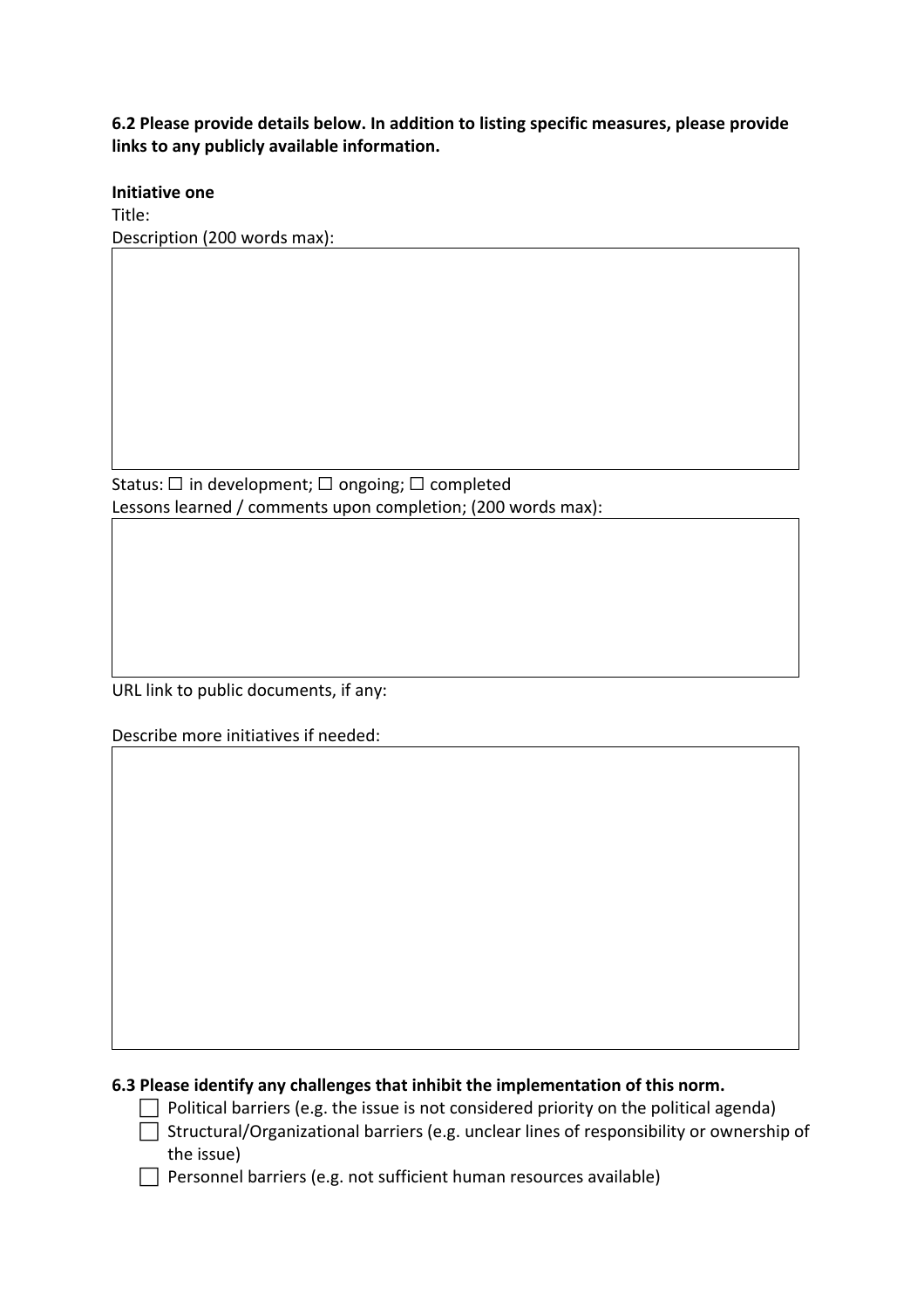**6.2 Please provide details below. In addition to listing specific measures, please provide links to any publicly available information.**

**Initiative one**

Title:

Description (200 words max):

Status: ☐ in development; ☐ ongoing; ☐ completed

Lessons learned / comments upon completion; (200 words max):

URL link to public documents, if any:

Describe more initiatives if needed:

**6.3 Please identify any challenges that inhibit the implementation of this norm.**

- ☐ Political barriers (e.g. the issue is not considered priority on the political agenda)
- ☐ Structural/Organizational barriers (e.g. unclear lines of responsibility or ownership of the issue)
- ☐ Personnel barriers (e.g. not sufficient human resources available)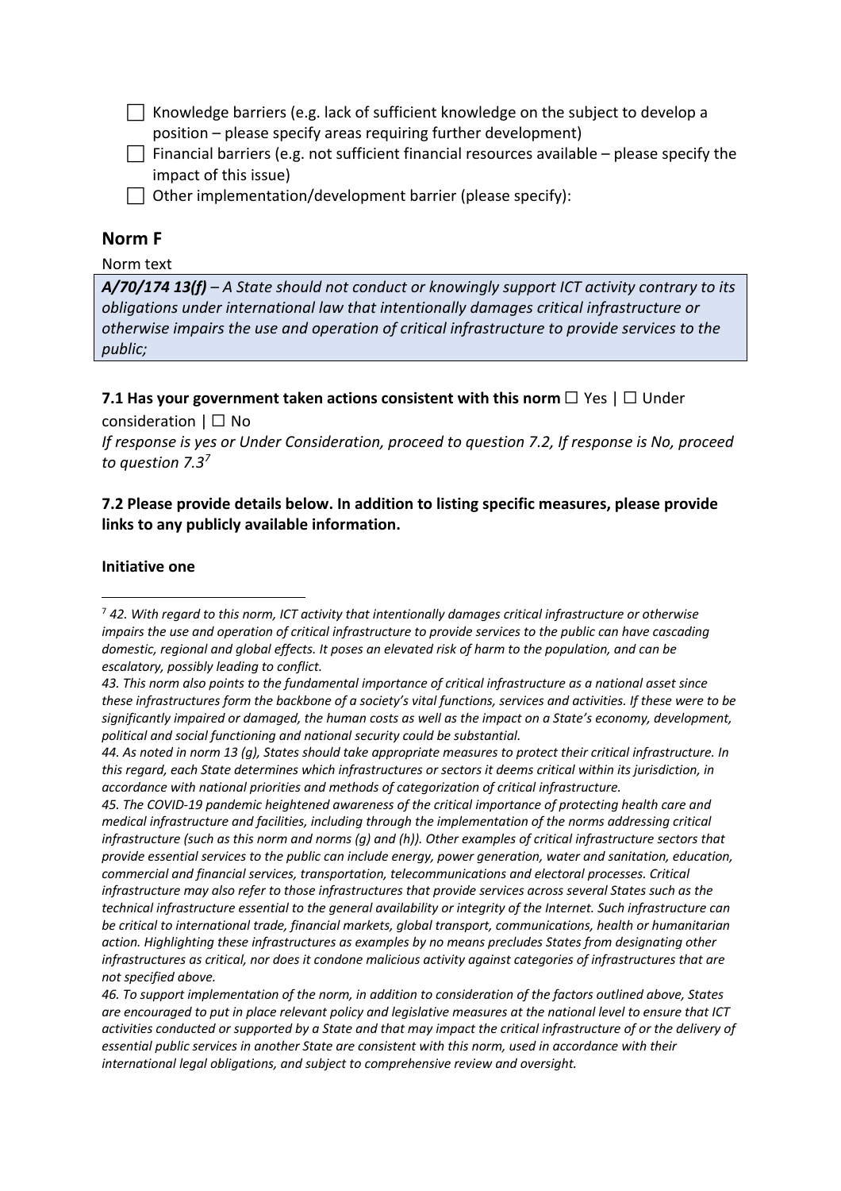☐ Knowledge barriers (e.g. lack of sufficient knowledge on the subject to develop a position – please specify areas requiring further development)

☐ Financial barriers (e.g. not sufficient financial resources available – please specify the impact of this issue)

☐ Other implementation/development barrier (please specify):

## Norm F

Norm text

> ***A/70/174 13(f)*** *– A State should not conduct or knowingly support ICT activity contrary to its obligations under international law that intentionally damages critical infrastructure or otherwise impairs the use and operation of critical infrastructure to provide services to the public;*

**7.1 Has your government taken actions consistent with this norm** ☐ Yes | ☐ Under consideration | ☐ No

*If response is yes or Under Consideration, proceed to question 7.2, If response is No, proceed to question 7.3*[7]

**7.2 Please provide details below. In addition to listing specific measures, please provide links to any publicly available information.**

**Initiative one**

---

[7] *42. With regard to this norm, ICT activity that intentionally damages critical infrastructure or otherwise impairs the use and operation of critical infrastructure to provide services to the public can have cascading domestic, regional and global effects. It poses an elevated risk of harm to the population, and can be escalatory, possibly leading to conflict.*

*43. This norm also points to the fundamental importance of critical infrastructure as a national asset since these infrastructures form the backbone of a society's vital functions, services and activities. If these were to be significantly impaired or damaged, the human costs as well as the impact on a State's economy, development, political and social functioning and national security could be substantial.*

*44. As noted in norm 13 (g), States should take appropriate measures to protect their critical infrastructure. In this regard, each State determines which infrastructures or sectors it deems critical within its jurisdiction, in accordance with national priorities and methods of categorization of critical infrastructure.*

*45. The COVID-19 pandemic heightened awareness of the critical importance of protecting health care and medical infrastructure and facilities, including through the implementation of the norms addressing critical infrastructure (such as this norm and norms (g) and (h)). Other examples of critical infrastructure sectors that provide essential services to the public can include energy, power generation, water and sanitation, education, commercial and financial services, transportation, telecommunications and electoral processes. Critical infrastructure may also refer to those infrastructures that provide services across several States such as the technical infrastructure essential to the general availability or integrity of the Internet. Such infrastructure can be critical to international trade, financial markets, global transport, communications, health or humanitarian action. Highlighting these infrastructures as examples by no means precludes States from designating other infrastructures as critical, nor does it condone malicious activity against categories of infrastructures that are not specified above.*

*46. To support implementation of the norm, in addition to consideration of the factors outlined above, States are encouraged to put in place relevant policy and legislative measures at the national level to ensure that ICT activities conducted or supported by a State and that may impact the critical infrastructure of or the delivery of essential public services in another State are consistent with this norm, used in accordance with their international legal obligations, and subject to comprehensive review and oversight.*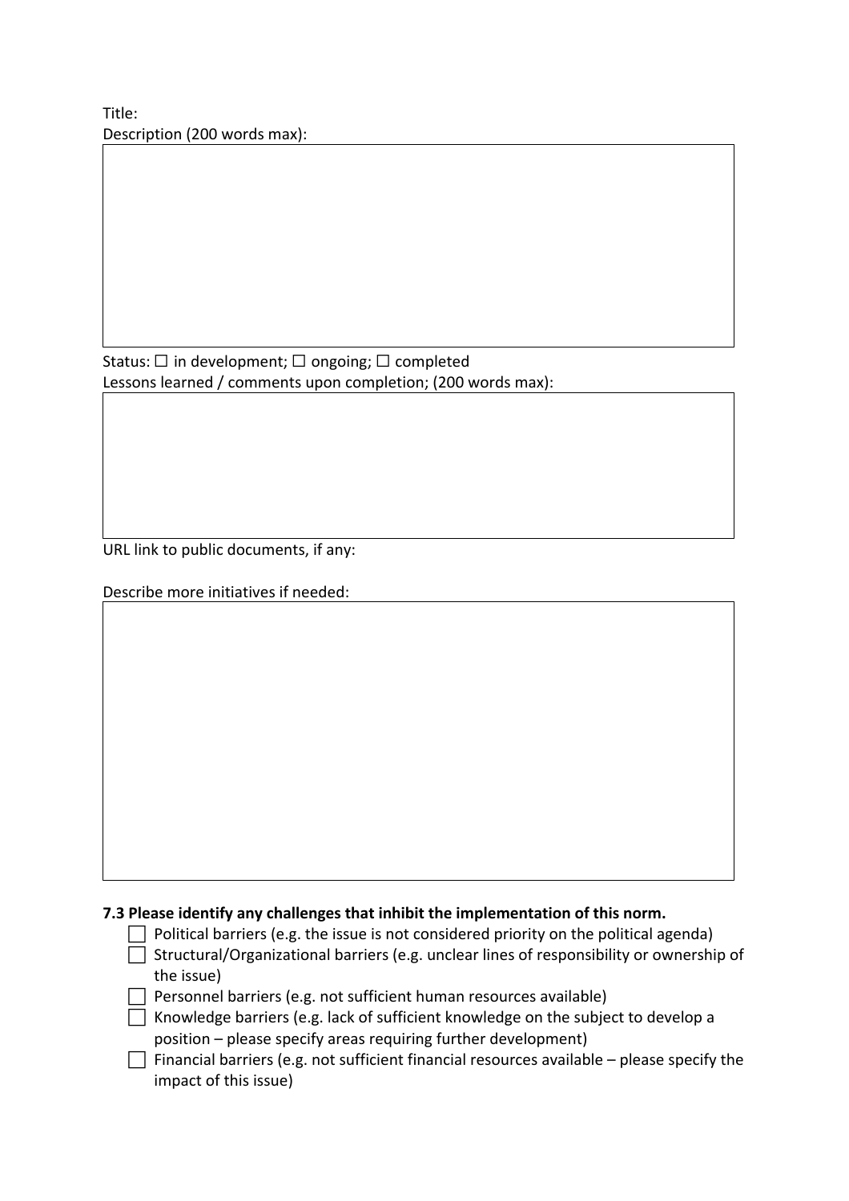Title:

Description (200 words max):

Status: ☐ in development; ☐ ongoing; ☐ completed

Lessons learned / comments upon completion; (200 words max):

URL link to public documents, if any:

Describe more initiatives if needed:

**7.3 Please identify any challenges that inhibit the implementation of this norm.**

- ☐ Political barriers (e.g. the issue is not considered priority on the political agenda)
- ☐ Structural/Organizational barriers (e.g. unclear lines of responsibility or ownership of the issue)
- ☐ Personnel barriers (e.g. not sufficient human resources available)
- ☐ Knowledge barriers (e.g. lack of sufficient knowledge on the subject to develop a position – please specify areas requiring further development)
- ☐ Financial barriers (e.g. not sufficient financial resources available – please specify the impact of this issue)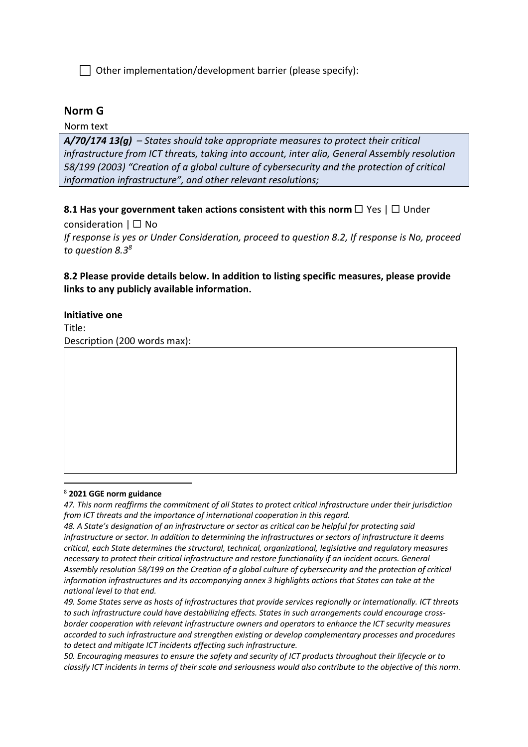☐ Other implementation/development barrier (please specify):

## Norm G

Norm text

| ***A/70/174 13(g)*** *– States should take appropriate measures to protect their critical infrastructure from ICT threats, taking into account, inter alia, General Assembly resolution 58/199 (2003) "Creation of a global culture of cybersecurity and the protection of critical information infrastructure", and other relevant resolutions;* |
|---|

**8.1 Has your government taken actions consistent with this norm** ☐ Yes | ☐ Under consideration | ☐ No

*If response is yes or Under Consideration, proceed to question 8.2, If response is No, proceed to question 8.3*[8]

**8.2 Please provide details below. In addition to listing specific measures, please provide links to any publicly available information.**

**Initiative one**

Title:

Description (200 words max):

| |
|---|
| |

[8] **2021 GGE norm guidance**

*47. This norm reaffirms the commitment of all States to protect critical infrastructure under their jurisdiction from ICT threats and the importance of international cooperation in this regard.*

*48. A State's designation of an infrastructure or sector as critical can be helpful for protecting said infrastructure or sector. In addition to determining the infrastructures or sectors of infrastructure it deems critical, each State determines the structural, technical, organizational, legislative and regulatory measures necessary to protect their critical infrastructure and restore functionality if an incident occurs. General Assembly resolution 58/199 on the Creation of a global culture of cybersecurity and the protection of critical information infrastructures and its accompanying annex 3 highlights actions that States can take at the national level to that end.*

*49. Some States serve as hosts of infrastructures that provide services regionally or internationally. ICT threats to such infrastructure could have destabilizing effects. States in such arrangements could encourage cross-border cooperation with relevant infrastructure owners and operators to enhance the ICT security measures accorded to such infrastructure and strengthen existing or develop complementary processes and procedures to detect and mitigate ICT incidents affecting such infrastructure.*

*50. Encouraging measures to ensure the safety and security of ICT products throughout their lifecycle or to classify ICT incidents in terms of their scale and seriousness would also contribute to the objective of this norm.*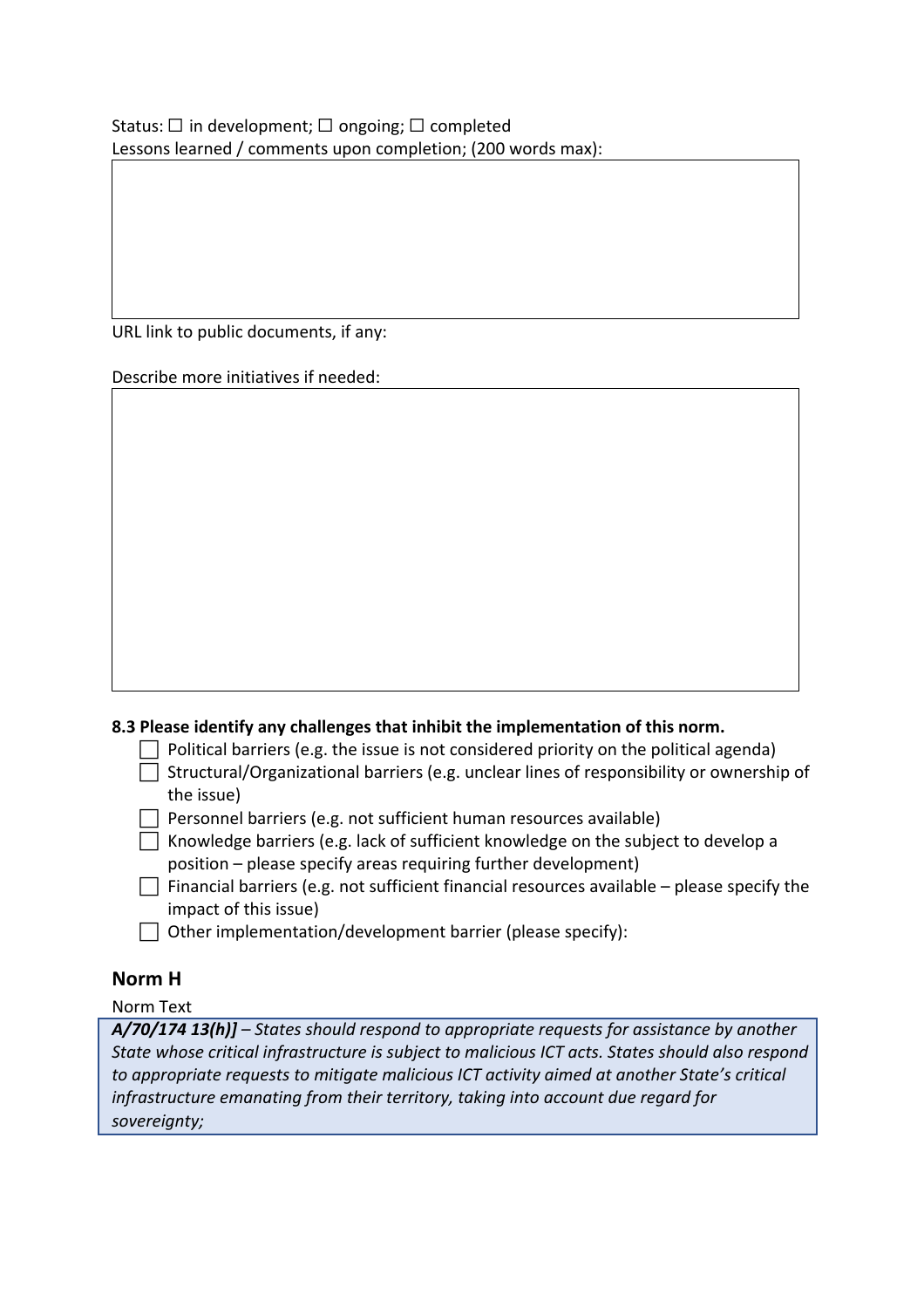Status: ☐ in development; ☐ ongoing; ☐ completed

Lessons learned / comments upon completion; (200 words max):

URL link to public documents, if any:

Describe more initiatives if needed:

**8.3 Please identify any challenges that inhibit the implementation of this norm.**

- ☐ Political barriers (e.g. the issue is not considered priority on the political agenda)
- ☐ Structural/Organizational barriers (e.g. unclear lines of responsibility or ownership of the issue)
- ☐ Personnel barriers (e.g. not sufficient human resources available)
- ☐ Knowledge barriers (e.g. lack of sufficient knowledge on the subject to develop a position – please specify areas requiring further development)
- ☐ Financial barriers (e.g. not sufficient financial resources available – please specify the impact of this issue)
- ☐ Other implementation/development barrier (please specify):

## Norm H

Norm Text

***A/70/174 13(h)]** – States should respond to appropriate requests for assistance by another State whose critical infrastructure is subject to malicious ICT acts. States should also respond to appropriate requests to mitigate malicious ICT activity aimed at another State's critical infrastructure emanating from their territory, taking into account due regard for sovereignty;*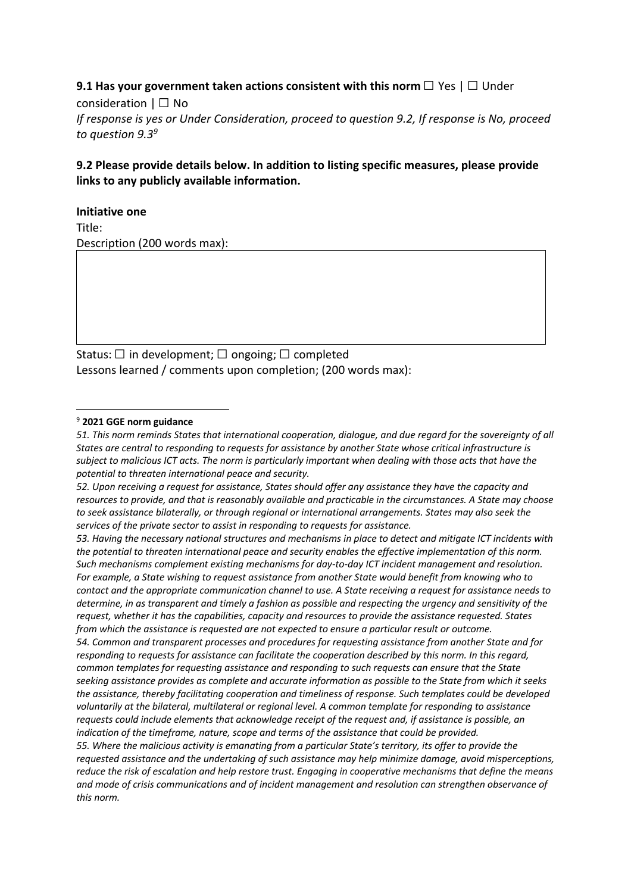**9.1 Has your government taken actions consistent with this norm** ☐ Yes | ☐ Under consideration | ☐ No

*If response is yes or Under Consideration, proceed to question 9.2, If response is No, proceed to question 9.3*[9]

**9.2 Please provide details below. In addition to listing specific measures, please provide links to any publicly available information.**

**Initiative one**

Title:

Description (200 words max):

Status: ☐ in development; ☐ ongoing; ☐ completed

Lessons learned / comments upon completion; (200 words max):

---

[9] **2021 GGE norm guidance**

*51. This norm reminds States that international cooperation, dialogue, and due regard for the sovereignty of all States are central to responding to requests for assistance by another State whose critical infrastructure is subject to malicious ICT acts. The norm is particularly important when dealing with those acts that have the potential to threaten international peace and security.*

*52. Upon receiving a request for assistance, States should offer any assistance they have the capacity and resources to provide, and that is reasonably available and practicable in the circumstances. A State may choose to seek assistance bilaterally, or through regional or international arrangements. States may also seek the services of the private sector to assist in responding to requests for assistance.*

*53. Having the necessary national structures and mechanisms in place to detect and mitigate ICT incidents with the potential to threaten international peace and security enables the effective implementation of this norm. Such mechanisms complement existing mechanisms for day-to-day ICT incident management and resolution. For example, a State wishing to request assistance from another State would benefit from knowing who to contact and the appropriate communication channel to use. A State receiving a request for assistance needs to determine, in as transparent and timely a fashion as possible and respecting the urgency and sensitivity of the request, whether it has the capabilities, capacity and resources to provide the assistance requested. States from which the assistance is requested are not expected to ensure a particular result or outcome.*

*54. Common and transparent processes and procedures for requesting assistance from another State and for responding to requests for assistance can facilitate the cooperation described by this norm. In this regard, common templates for requesting assistance and responding to such requests can ensure that the State seeking assistance provides as complete and accurate information as possible to the State from which it seeks the assistance, thereby facilitating cooperation and timeliness of response. Such templates could be developed voluntarily at the bilateral, multilateral or regional level. A common template for responding to assistance requests could include elements that acknowledge receipt of the request and, if assistance is possible, an indication of the timeframe, nature, scope and terms of the assistance that could be provided.*

*55. Where the malicious activity is emanating from a particular State's territory, its offer to provide the requested assistance and the undertaking of such assistance may help minimize damage, avoid misperceptions, reduce the risk of escalation and help restore trust. Engaging in cooperative mechanisms that define the means and mode of crisis communications and of incident management and resolution can strengthen observance of this norm.*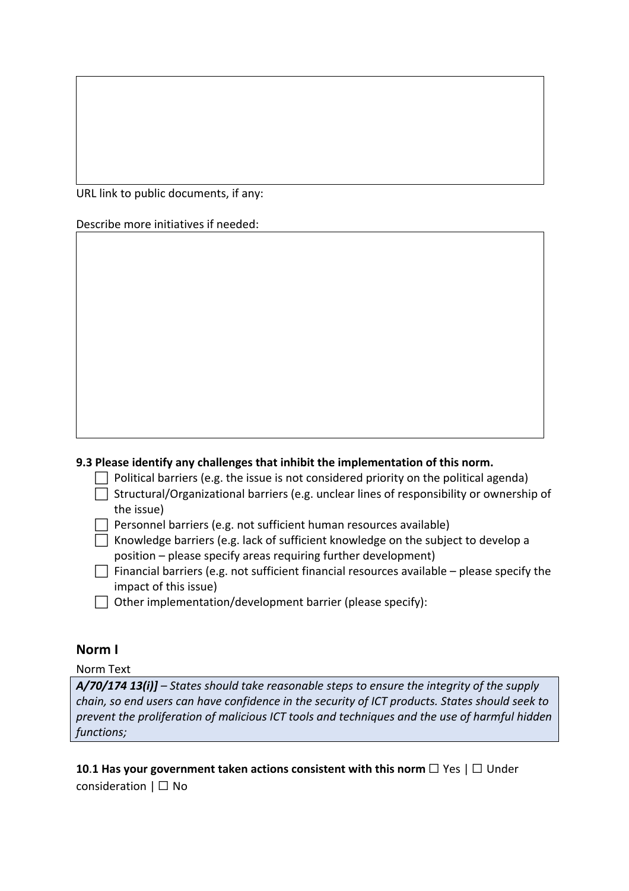URL link to public documents, if any:

Describe more initiatives if needed:

**9.3 Please identify any challenges that inhibit the implementation of this norm.**

- ☐ Political barriers (e.g. the issue is not considered priority on the political agenda)
- ☐ Structural/Organizational barriers (e.g. unclear lines of responsibility or ownership of the issue)
- ☐ Personnel barriers (e.g. not sufficient human resources available)
- ☐ Knowledge barriers (e.g. lack of sufficient knowledge on the subject to develop a position – please specify areas requiring further development)
- ☐ Financial barriers (e.g. not sufficient financial resources available – please specify the impact of this issue)
- ☐ Other implementation/development barrier (please specify):

## Norm I

Norm Text

***A/70/174 13(i)]*** *– States should take reasonable steps to ensure the integrity of the supply chain, so end users can have confidence in the security of ICT products. States should seek to prevent the proliferation of malicious ICT tools and techniques and the use of harmful hidden functions;*

**10.1 Has your government taken actions consistent with this norm** ☐ Yes | ☐ Under consideration | ☐ No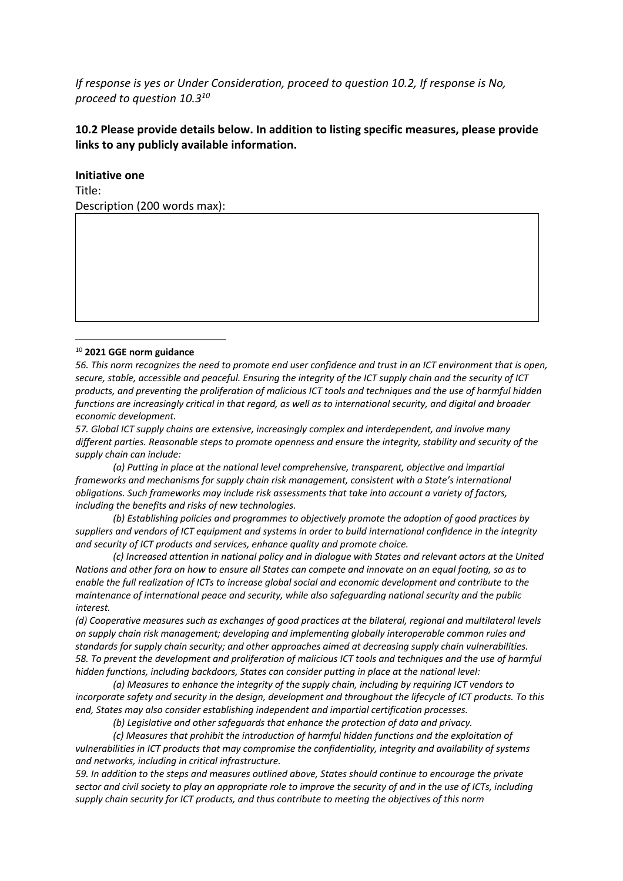*If response is yes or Under Consideration, proceed to question 10.2, If response is No, proceed to question 10.3*[10]

**10.2 Please provide details below. In addition to listing specific measures, please provide links to any publicly available information.**

**Initiative one**

Title:

Description (200 words max):

| |
|---|
| |

[10] **2021 GGE norm guidance**

*56. This norm recognizes the need to promote end user confidence and trust in an ICT environment that is open, secure, stable, accessible and peaceful. Ensuring the integrity of the ICT supply chain and the security of ICT products, and preventing the proliferation of malicious ICT tools and techniques and the use of harmful hidden functions are increasingly critical in that regard, as well as to international security, and digital and broader economic development.*

*57. Global ICT supply chains are extensive, increasingly complex and interdependent, and involve many different parties. Reasonable steps to promote openness and ensure the integrity, stability and security of the supply chain can include:*

*(a) Putting in place at the national level comprehensive, transparent, objective and impartial frameworks and mechanisms for supply chain risk management, consistent with a State's international obligations. Such frameworks may include risk assessments that take into account a variety of factors, including the benefits and risks of new technologies.*

*(b) Establishing policies and programmes to objectively promote the adoption of good practices by suppliers and vendors of ICT equipment and systems in order to build international confidence in the integrity and security of ICT products and services, enhance quality and promote choice.*

*(c) Increased attention in national policy and in dialogue with States and relevant actors at the United Nations and other fora on how to ensure all States can compete and innovate on an equal footing, so as to enable the full realization of ICTs to increase global social and economic development and contribute to the maintenance of international peace and security, while also safeguarding national security and the public interest.*

*(d) Cooperative measures such as exchanges of good practices at the bilateral, regional and multilateral levels on supply chain risk management; developing and implementing globally interoperable common rules and standards for supply chain security; and other approaches aimed at decreasing supply chain vulnerabilities.*

*58. To prevent the development and proliferation of malicious ICT tools and techniques and the use of harmful hidden functions, including backdoors, States can consider putting in place at the national level:*

*(a) Measures to enhance the integrity of the supply chain, including by requiring ICT vendors to incorporate safety and security in the design, development and throughout the lifecycle of ICT products. To this end, States may also consider establishing independent and impartial certification processes.*

*(b) Legislative and other safeguards that enhance the protection of data and privacy.*

*(c) Measures that prohibit the introduction of harmful hidden functions and the exploitation of vulnerabilities in ICT products that may compromise the confidentiality, integrity and availability of systems and networks, including in critical infrastructure.*

*59. In addition to the steps and measures outlined above, States should continue to encourage the private sector and civil society to play an appropriate role to improve the security of and in the use of ICTs, including supply chain security for ICT products, and thus contribute to meeting the objectives of this norm*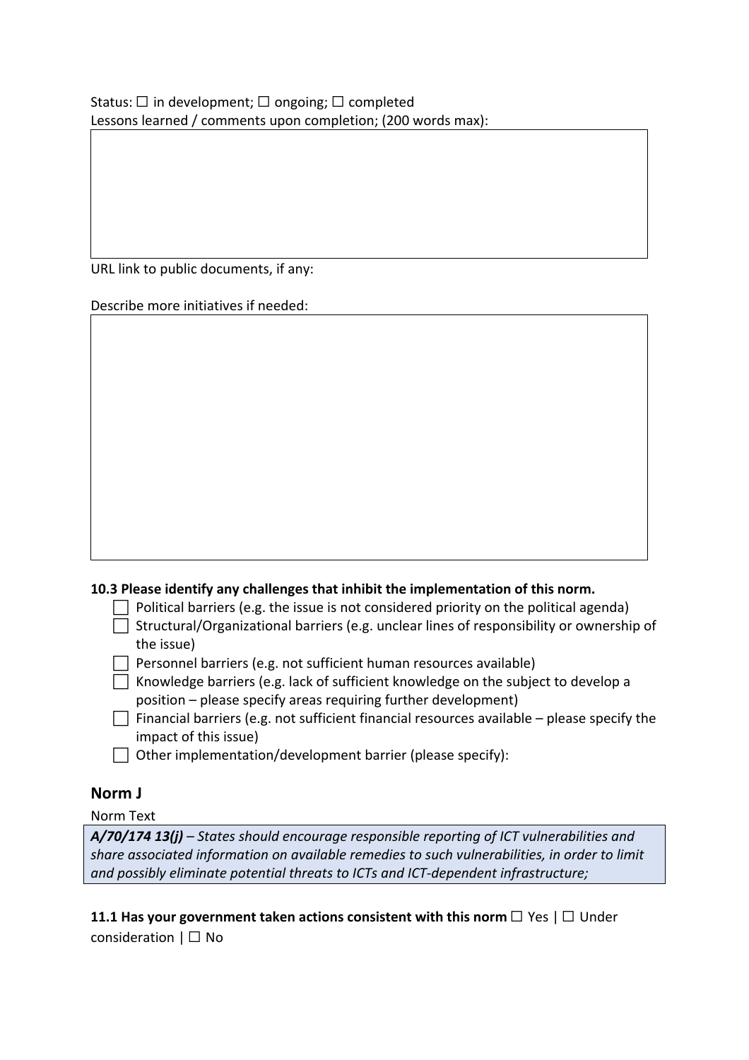Status: ☐ in development; ☐ ongoing; ☐ completed

Lessons learned / comments upon completion; (200 words max):

| |
|---|
| |

URL link to public documents, if any:

Describe more initiatives if needed:

| |
|---|
| |

**10.3 Please identify any challenges that inhibit the implementation of this norm.**

- ☐ Political barriers (e.g. the issue is not considered priority on the political agenda)
- ☐ Structural/Organizational barriers (e.g. unclear lines of responsibility or ownership of the issue)
- ☐ Personnel barriers (e.g. not sufficient human resources available)
- ☐ Knowledge barriers (e.g. lack of sufficient knowledge on the subject to develop a position – please specify areas requiring further development)
- ☐ Financial barriers (e.g. not sufficient financial resources available – please specify the impact of this issue)
- ☐ Other implementation/development barrier (please specify):

## Norm J

Norm Text

| ***A/70/174 13(j)*** *– States should encourage responsible reporting of ICT vulnerabilities and share associated information on available remedies to such vulnerabilities, in order to limit and possibly eliminate potential threats to ICTs and ICT-dependent infrastructure;* |
|---|

**11.1 Has your government taken actions consistent with this norm** ☐ Yes | ☐ Under consideration | ☐ No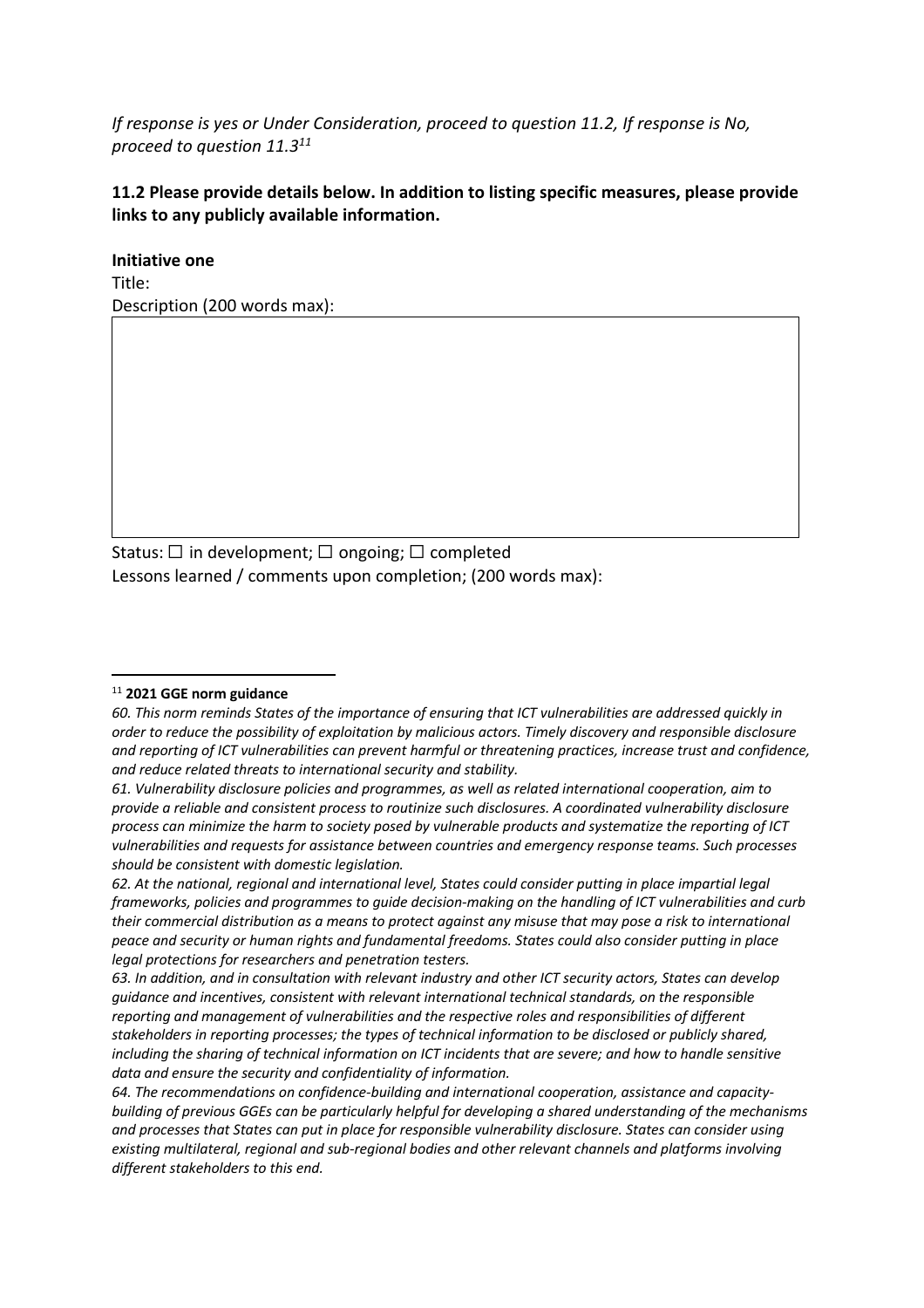*If response is yes or Under Consideration, proceed to question 11.2, If response is No, proceed to question 11.3*[11]

**11.2 Please provide details below. In addition to listing specific measures, please provide links to any publicly available information.**

**Initiative one**

Title:

Description (200 words max):

| |
|---|
| |

Status: ☐ in development; ☐ ongoing; ☐ completed

Lessons learned / comments upon completion; (200 words max):

---

[11] **2021 GGE norm guidance**

*60. This norm reminds States of the importance of ensuring that ICT vulnerabilities are addressed quickly in order to reduce the possibility of exploitation by malicious actors. Timely discovery and responsible disclosure and reporting of ICT vulnerabilities can prevent harmful or threatening practices, increase trust and confidence, and reduce related threats to international security and stability.*

*61. Vulnerability disclosure policies and programmes, as well as related international cooperation, aim to provide a reliable and consistent process to routinize such disclosures. A coordinated vulnerability disclosure process can minimize the harm to society posed by vulnerable products and systematize the reporting of ICT vulnerabilities and requests for assistance between countries and emergency response teams. Such processes should be consistent with domestic legislation.*

*62. At the national, regional and international level, States could consider putting in place impartial legal frameworks, policies and programmes to guide decision-making on the handling of ICT vulnerabilities and curb their commercial distribution as a means to protect against any misuse that may pose a risk to international peace and security or human rights and fundamental freedoms. States could also consider putting in place legal protections for researchers and penetration testers.*

*63. In addition, and in consultation with relevant industry and other ICT security actors, States can develop guidance and incentives, consistent with relevant international technical standards, on the responsible reporting and management of vulnerabilities and the respective roles and responsibilities of different stakeholders in reporting processes; the types of technical information to be disclosed or publicly shared, including the sharing of technical information on ICT incidents that are severe; and how to handle sensitive data and ensure the security and confidentiality of information.*

*64. The recommendations on confidence-building and international cooperation, assistance and capacity-building of previous GGEs can be particularly helpful for developing a shared understanding of the mechanisms and processes that States can put in place for responsible vulnerability disclosure. States can consider using existing multilateral, regional and sub-regional bodies and other relevant channels and platforms involving different stakeholders to this end.*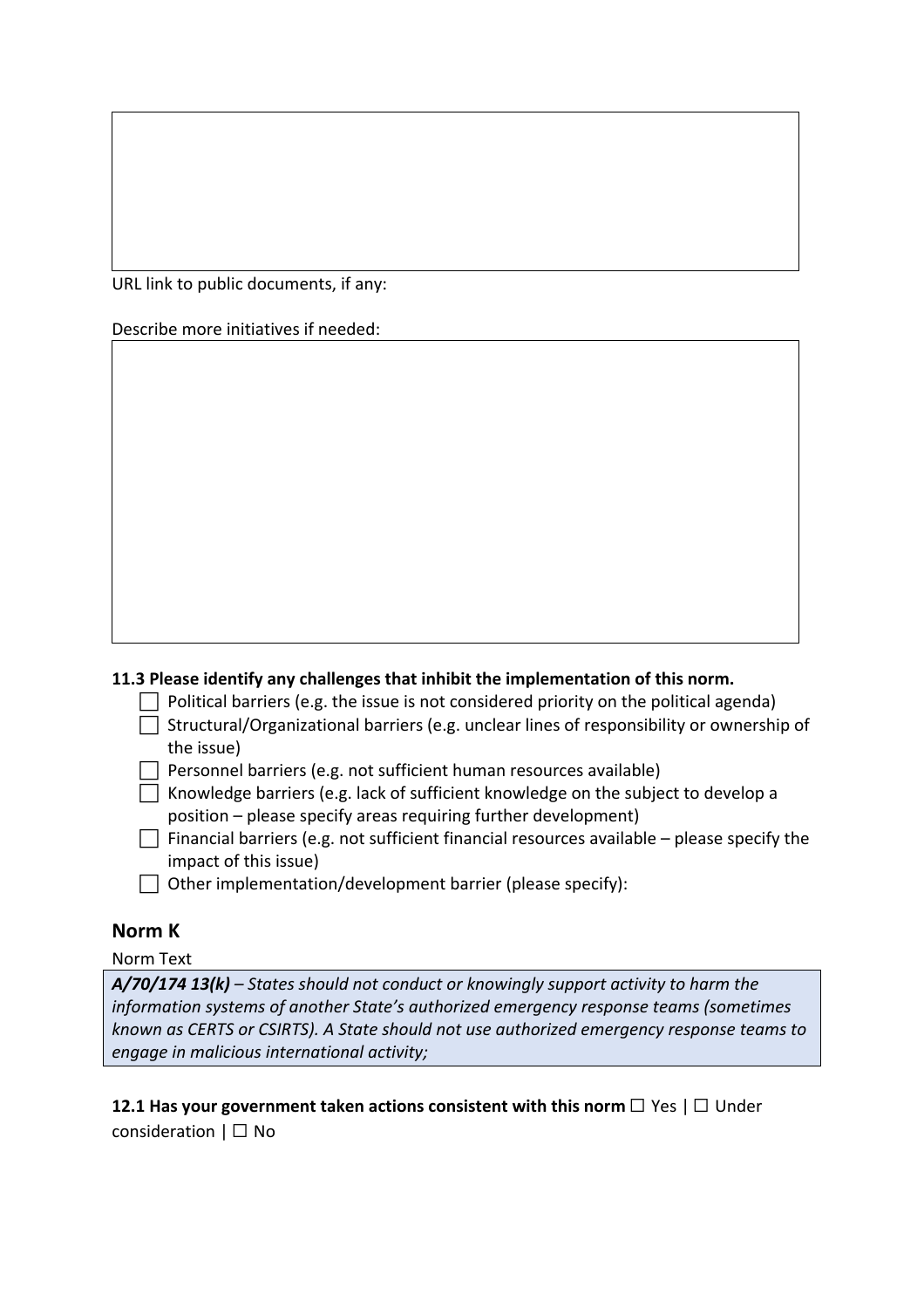URL link to public documents, if any:

Describe more initiatives if needed:

**11.3 Please identify any challenges that inhibit the implementation of this norm.**

- ☐ Political barriers (e.g. the issue is not considered priority on the political agenda)
- ☐ Structural/Organizational barriers (e.g. unclear lines of responsibility or ownership of the issue)
- ☐ Personnel barriers (e.g. not sufficient human resources available)
- ☐ Knowledge barriers (e.g. lack of sufficient knowledge on the subject to develop a position – please specify areas requiring further development)
- ☐ Financial barriers (e.g. not sufficient financial resources available – please specify the impact of this issue)
- ☐ Other implementation/development barrier (please specify):

## Norm K

Norm Text

***A/70/174 13(k)*** *– States should not conduct or knowingly support activity to harm the information systems of another State's authorized emergency response teams (sometimes known as CERTS or CSIRTS). A State should not use authorized emergency response teams to engage in malicious international activity;*

**12.1 Has your government taken actions consistent with this norm** ☐ Yes | ☐ Under consideration | ☐ No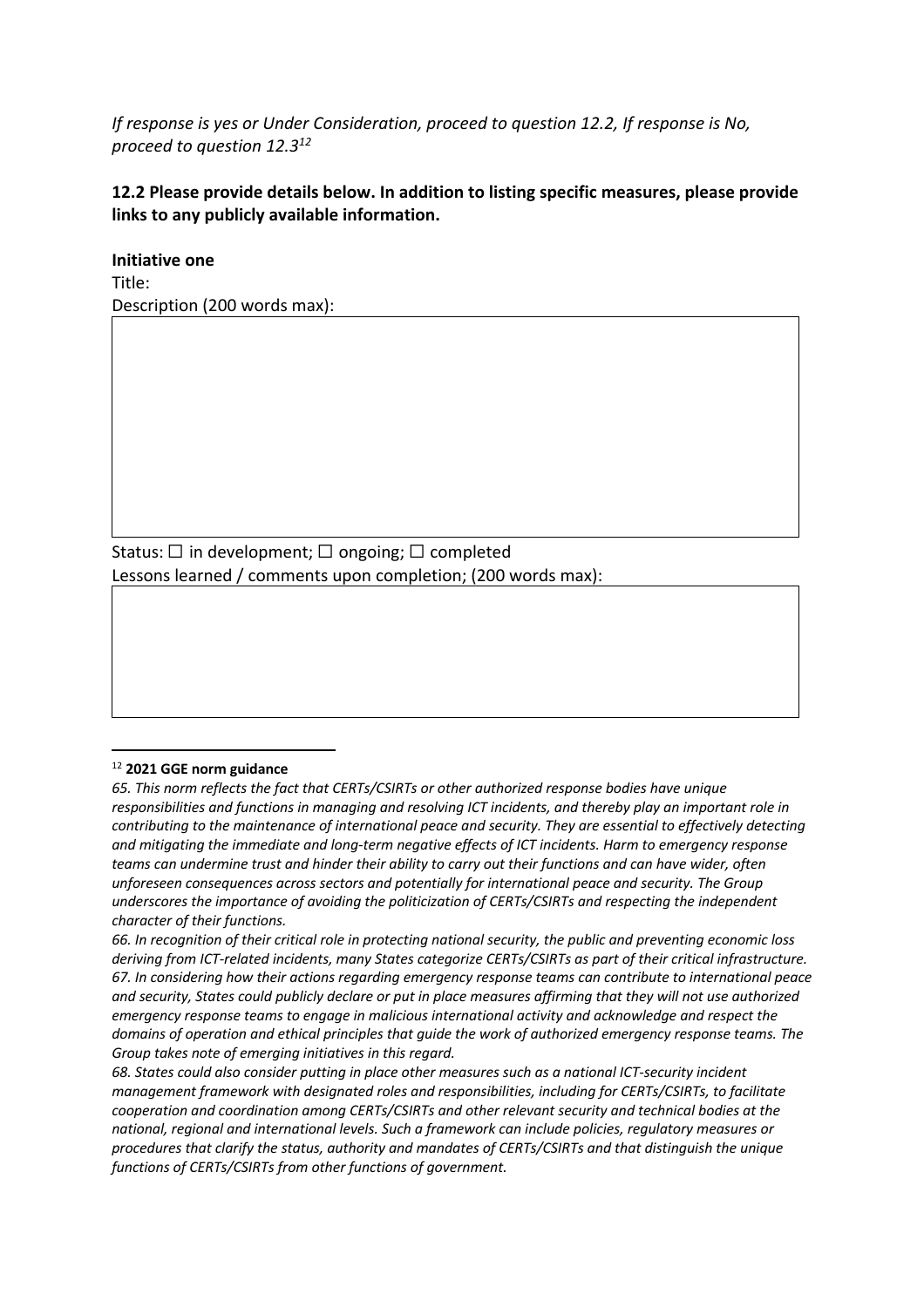*If response is yes or Under Consideration, proceed to question 12.2, If response is No, proceed to question 12.3*[12]

**12.2 Please provide details below. In addition to listing specific measures, please provide links to any publicly available information.**

**Initiative one**

Title:

Description (200 words max):

| |
|---|
| |

Status: ☐ in development; ☐ ongoing; ☐ completed

Lessons learned / comments upon completion; (200 words max):

| |
|---|
| |

---

[12] **2021 GGE norm guidance**

*65. This norm reflects the fact that CERTs/CSIRTs or other authorized response bodies have unique responsibilities and functions in managing and resolving ICT incidents, and thereby play an important role in contributing to the maintenance of international peace and security. They are essential to effectively detecting and mitigating the immediate and long-term negative effects of ICT incidents. Harm to emergency response teams can undermine trust and hinder their ability to carry out their functions and can have wider, often unforeseen consequences across sectors and potentially for international peace and security. The Group underscores the importance of avoiding the politicization of CERTs/CSIRTs and respecting the independent character of their functions.*

*66. In recognition of their critical role in protecting national security, the public and preventing economic loss deriving from ICT-related incidents, many States categorize CERTs/CSIRTs as part of their critical infrastructure.*

*67. In considering how their actions regarding emergency response teams can contribute to international peace and security, States could publicly declare or put in place measures affirming that they will not use authorized emergency response teams to engage in malicious international activity and acknowledge and respect the domains of operation and ethical principles that guide the work of authorized emergency response teams. The Group takes note of emerging initiatives in this regard.*

*68. States could also consider putting in place other measures such as a national ICT-security incident management framework with designated roles and responsibilities, including for CERTs/CSIRTs, to facilitate cooperation and coordination among CERTs/CSIRTs and other relevant security and technical bodies at the national, regional and international levels. Such a framework can include policies, regulatory measures or procedures that clarify the status, authority and mandates of CERTs/CSIRTs and that distinguish the unique functions of CERTs/CSIRTs from other functions of government.*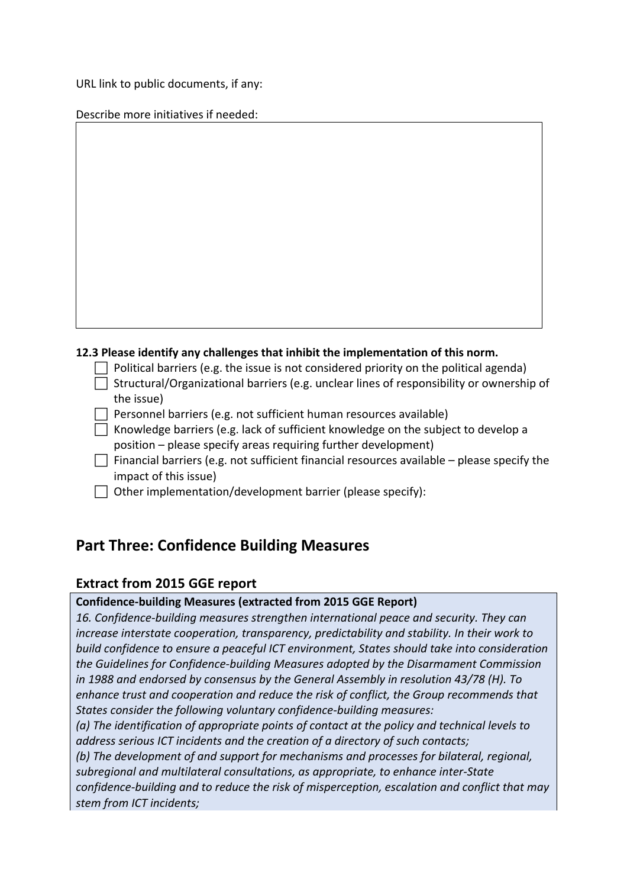URL link to public documents, if any:

Describe more initiatives if needed:

|   |
|---|
|   |

**12.3 Please identify any challenges that inhibit the implementation of this norm.**

- ☐ Political barriers (e.g. the issue is not considered priority on the political agenda)
- ☐ Structural/Organizational barriers (e.g. unclear lines of responsibility or ownership of the issue)
- ☐ Personnel barriers (e.g. not sufficient human resources available)
- ☐ Knowledge barriers (e.g. lack of sufficient knowledge on the subject to develop a position – please specify areas requiring further development)
- ☐ Financial barriers (e.g. not sufficient financial resources available – please specify the impact of this issue)
- ☐ Other implementation/development barrier (please specify):

## Part Three: Confidence Building Measures

### Extract from 2015 GGE report

**Confidence-building Measures (extracted from 2015 GGE Report)**

*16. Confidence-building measures strengthen international peace and security. They can increase interstate cooperation, transparency, predictability and stability. In their work to build confidence to ensure a peaceful ICT environment, States should take into consideration the Guidelines for Confidence-building Measures adopted by the Disarmament Commission in 1988 and endorsed by consensus by the General Assembly in resolution 43/78 (H). To enhance trust and cooperation and reduce the risk of conflict, the Group recommends that States consider the following voluntary confidence-building measures:*

*(a) The identification of appropriate points of contact at the policy and technical levels to address serious ICT incidents and the creation of a directory of such contacts;*

*(b) The development of and support for mechanisms and processes for bilateral, regional, subregional and multilateral consultations, as appropriate, to enhance inter-State confidence-building and to reduce the risk of misperception, escalation and conflict that may stem from ICT incidents;*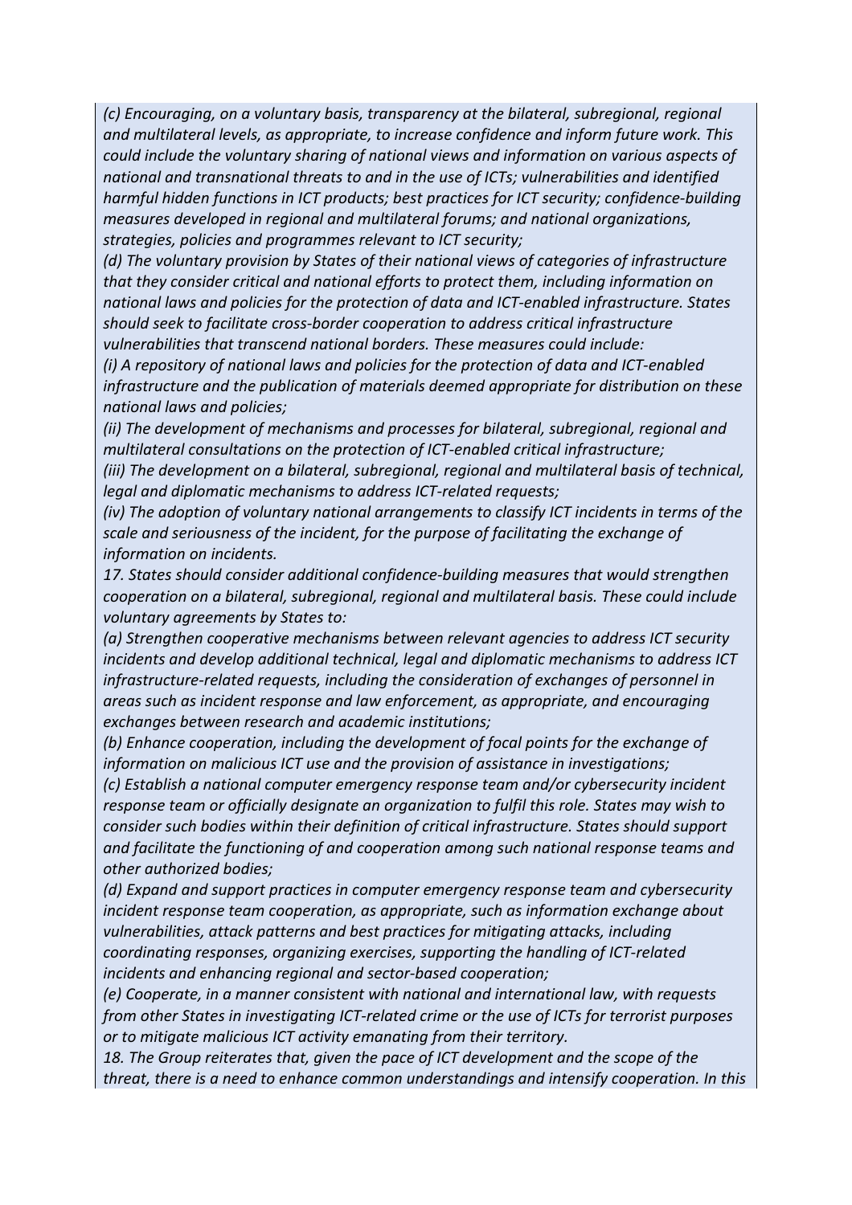*(c) Encouraging, on a voluntary basis, transparency at the bilateral, subregional, regional and multilateral levels, as appropriate, to increase confidence and inform future work. This could include the voluntary sharing of national views and information on various aspects of national and transnational threats to and in the use of ICTs; vulnerabilities and identified harmful hidden functions in ICT products; best practices for ICT security; confidence-building measures developed in regional and multilateral forums; and national organizations, strategies, policies and programmes relevant to ICT security;*

*(d) The voluntary provision by States of their national views of categories of infrastructure that they consider critical and national efforts to protect them, including information on national laws and policies for the protection of data and ICT-enabled infrastructure. States should seek to facilitate cross-border cooperation to address critical infrastructure vulnerabilities that transcend national borders. These measures could include:*

*(i) A repository of national laws and policies for the protection of data and ICT-enabled infrastructure and the publication of materials deemed appropriate for distribution on these national laws and policies;*

*(ii) The development of mechanisms and processes for bilateral, subregional, regional and multilateral consultations on the protection of ICT-enabled critical infrastructure;*

*(iii) The development on a bilateral, subregional, regional and multilateral basis of technical, legal and diplomatic mechanisms to address ICT-related requests;*

*(iv) The adoption of voluntary national arrangements to classify ICT incidents in terms of the scale and seriousness of the incident, for the purpose of facilitating the exchange of information on incidents.*

*17. States should consider additional confidence-building measures that would strengthen cooperation on a bilateral, subregional, regional and multilateral basis. These could include voluntary agreements by States to:*

*(a) Strengthen cooperative mechanisms between relevant agencies to address ICT security incidents and develop additional technical, legal and diplomatic mechanisms to address ICT infrastructure-related requests, including the consideration of exchanges of personnel in areas such as incident response and law enforcement, as appropriate, and encouraging exchanges between research and academic institutions;*

*(b) Enhance cooperation, including the development of focal points for the exchange of information on malicious ICT use and the provision of assistance in investigations;*

*(c) Establish a national computer emergency response team and/or cybersecurity incident response team or officially designate an organization to fulfil this role. States may wish to consider such bodies within their definition of critical infrastructure. States should support and facilitate the functioning of and cooperation among such national response teams and other authorized bodies;*

*(d) Expand and support practices in computer emergency response team and cybersecurity incident response team cooperation, as appropriate, such as information exchange about vulnerabilities, attack patterns and best practices for mitigating attacks, including coordinating responses, organizing exercises, supporting the handling of ICT-related incidents and enhancing regional and sector-based cooperation;*

*(e) Cooperate, in a manner consistent with national and international law, with requests from other States in investigating ICT-related crime or the use of ICTs for terrorist purposes or to mitigate malicious ICT activity emanating from their territory.*

*18. The Group reiterates that, given the pace of ICT development and the scope of the threat, there is a need to enhance common understandings and intensify cooperation. In this*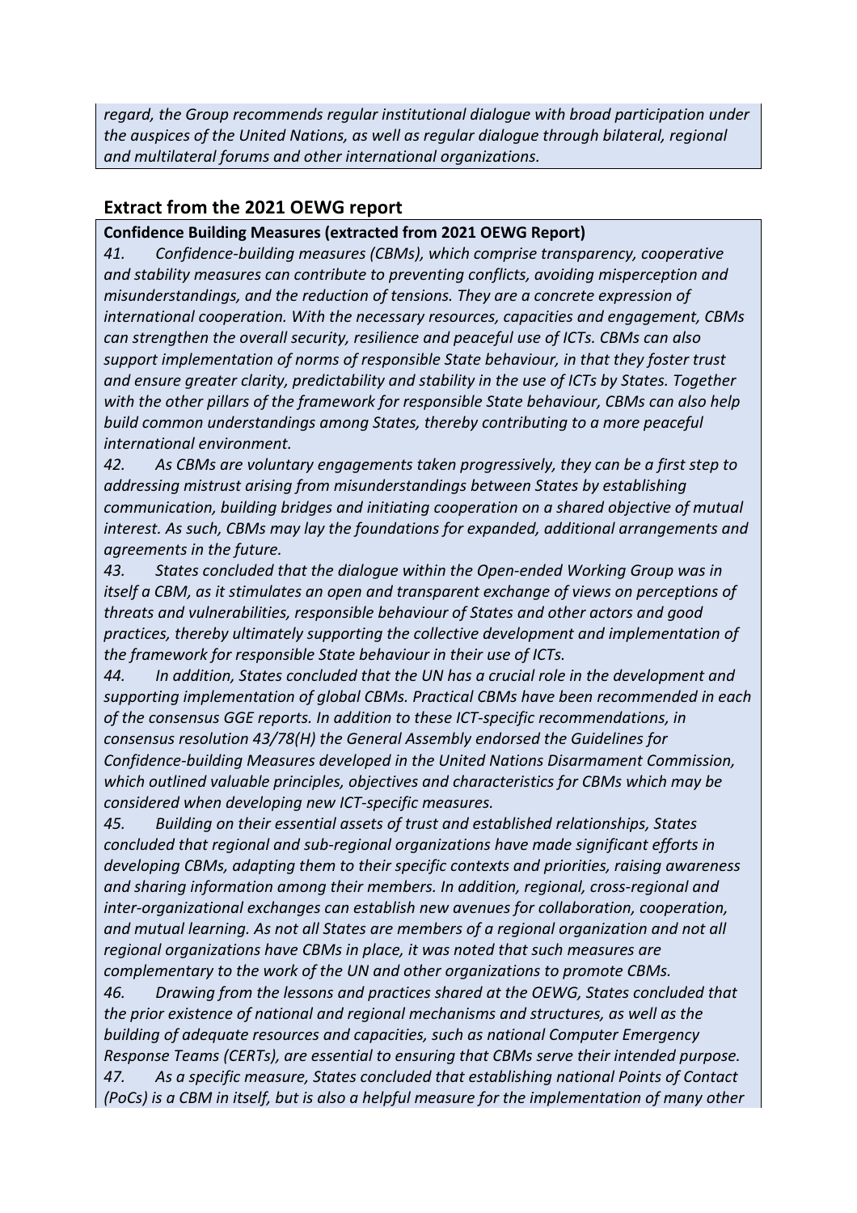*regard, the Group recommends regular institutional dialogue with broad participation under the auspices of the United Nations, as well as regular dialogue through bilateral, regional and multilateral forums and other international organizations.*

## Extract from the 2021 OEWG report

**Confidence Building Measures (extracted from 2021 OEWG Report)**

*41. Confidence-building measures (CBMs), which comprise transparency, cooperative and stability measures can contribute to preventing conflicts, avoiding misperception and misunderstandings, and the reduction of tensions. They are a concrete expression of international cooperation. With the necessary resources, capacities and engagement, CBMs can strengthen the overall security, resilience and peaceful use of ICTs. CBMs can also support implementation of norms of responsible State behaviour, in that they foster trust and ensure greater clarity, predictability and stability in the use of ICTs by States. Together with the other pillars of the framework for responsible State behaviour, CBMs can also help build common understandings among States, thereby contributing to a more peaceful international environment.*

*42. As CBMs are voluntary engagements taken progressively, they can be a first step to addressing mistrust arising from misunderstandings between States by establishing communication, building bridges and initiating cooperation on a shared objective of mutual interest. As such, CBMs may lay the foundations for expanded, additional arrangements and agreements in the future.*

*43. States concluded that the dialogue within the Open-ended Working Group was in itself a CBM, as it stimulates an open and transparent exchange of views on perceptions of threats and vulnerabilities, responsible behaviour of States and other actors and good practices, thereby ultimately supporting the collective development and implementation of the framework for responsible State behaviour in their use of ICTs.*

*44. In addition, States concluded that the UN has a crucial role in the development and supporting implementation of global CBMs. Practical CBMs have been recommended in each of the consensus GGE reports. In addition to these ICT-specific recommendations, in consensus resolution 43/78(H) the General Assembly endorsed the Guidelines for Confidence-building Measures developed in the United Nations Disarmament Commission, which outlined valuable principles, objectives and characteristics for CBMs which may be considered when developing new ICT-specific measures.*

*45. Building on their essential assets of trust and established relationships, States concluded that regional and sub-regional organizations have made significant efforts in developing CBMs, adapting them to their specific contexts and priorities, raising awareness and sharing information among their members. In addition, regional, cross-regional and inter-organizational exchanges can establish new avenues for collaboration, cooperation, and mutual learning. As not all States are members of a regional organization and not all regional organizations have CBMs in place, it was noted that such measures are complementary to the work of the UN and other organizations to promote CBMs.*

*46. Drawing from the lessons and practices shared at the OEWG, States concluded that the prior existence of national and regional mechanisms and structures, as well as the building of adequate resources and capacities, such as national Computer Emergency Response Teams (CERTs), are essential to ensuring that CBMs serve their intended purpose.*

*47. As a specific measure, States concluded that establishing national Points of Contact (PoCs) is a CBM in itself, but is also a helpful measure for the implementation of many other*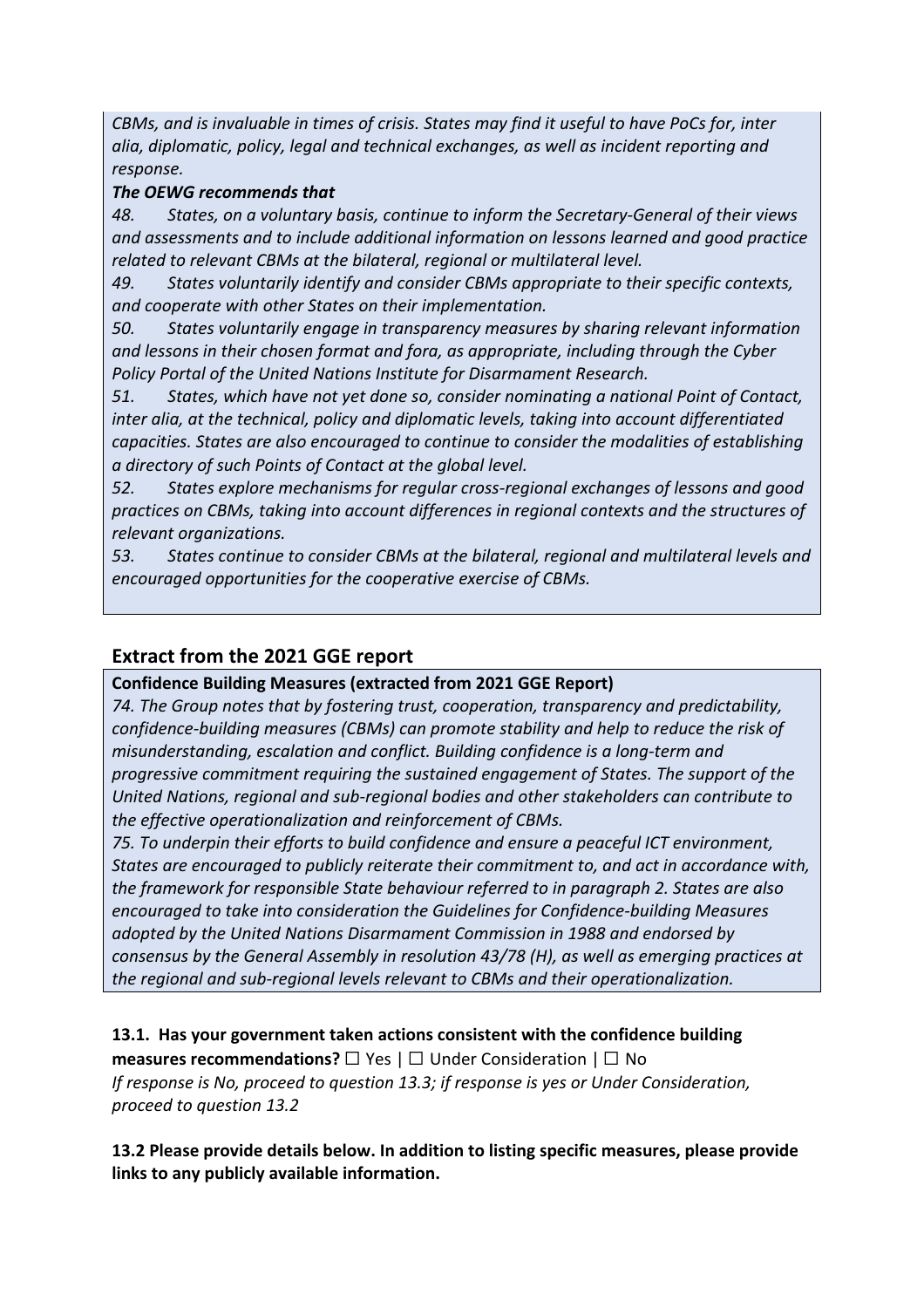*CBMs, and is invaluable in times of crisis. States may find it useful to have PoCs for, inter alia, diplomatic, policy, legal and technical exchanges, as well as incident reporting and response.*

***The OEWG recommends that***

*48. States, on a voluntary basis, continue to inform the Secretary-General of their views and assessments and to include additional information on lessons learned and good practice related to relevant CBMs at the bilateral, regional or multilateral level.*

*49. States voluntarily identify and consider CBMs appropriate to their specific contexts, and cooperate with other States on their implementation.*

*50. States voluntarily engage in transparency measures by sharing relevant information and lessons in their chosen format and fora, as appropriate, including through the Cyber Policy Portal of the United Nations Institute for Disarmament Research.*

*51. States, which have not yet done so, consider nominating a national Point of Contact, inter alia, at the technical, policy and diplomatic levels, taking into account differentiated capacities. States are also encouraged to continue to consider the modalities of establishing a directory of such Points of Contact at the global level.*

*52. States explore mechanisms for regular cross-regional exchanges of lessons and good practices on CBMs, taking into account differences in regional contexts and the structures of relevant organizations.*

*53. States continue to consider CBMs at the bilateral, regional and multilateral levels and encouraged opportunities for the cooperative exercise of CBMs.*

## Extract from the 2021 GGE report

**Confidence Building Measures (extracted from 2021 GGE Report)**

*74. The Group notes that by fostering trust, cooperation, transparency and predictability, confidence-building measures (CBMs) can promote stability and help to reduce the risk of misunderstanding, escalation and conflict. Building confidence is a long-term and progressive commitment requiring the sustained engagement of States. The support of the United Nations, regional and sub-regional bodies and other stakeholders can contribute to the effective operationalization and reinforcement of CBMs.*

*75. To underpin their efforts to build confidence and ensure a peaceful ICT environment, States are encouraged to publicly reiterate their commitment to, and act in accordance with, the framework for responsible State behaviour referred to in paragraph 2. States are also encouraged to take into consideration the Guidelines for Confidence-building Measures adopted by the United Nations Disarmament Commission in 1988 and endorsed by consensus by the General Assembly in resolution 43/78 (H), as well as emerging practices at the regional and sub-regional levels relevant to CBMs and their operationalization.*

**13.1. Has your government taken actions consistent with the confidence building measures recommendations?** ☐ Yes | ☐ Under Consideration | ☐ No

*If response is No, proceed to question 13.3; if response is yes or Under Consideration, proceed to question 13.2*

**13.2 Please provide details below. In addition to listing specific measures, please provide links to any publicly available information.**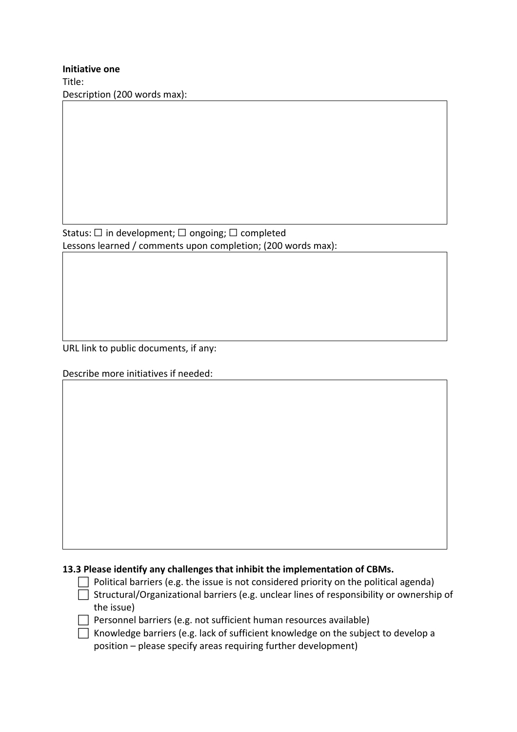**Initiative one**

Title:

Description (200 words max):

Status: ☐ in development; ☐ ongoing; ☐ completed

Lessons learned / comments upon completion; (200 words max):

URL link to public documents, if any:

Describe more initiatives if needed:

**13.3 Please identify any challenges that inhibit the implementation of CBMs.**

- ☐ Political barriers (e.g. the issue is not considered priority on the political agenda)
- ☐ Structural/Organizational barriers (e.g. unclear lines of responsibility or ownership of the issue)
- ☐ Personnel barriers (e.g. not sufficient human resources available)
- ☐ Knowledge barriers (e.g. lack of sufficient knowledge on the subject to develop a position – please specify areas requiring further development)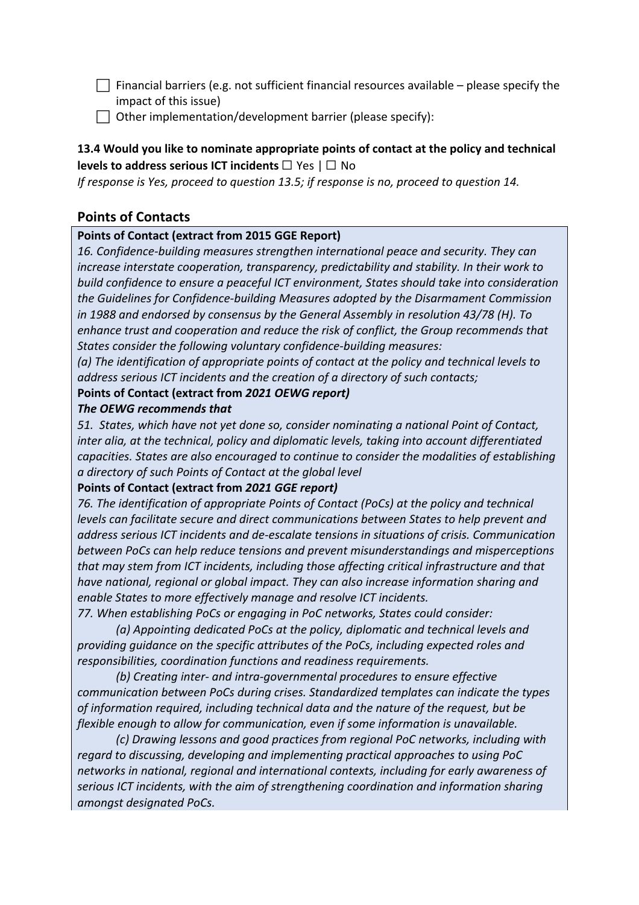☐ Financial barriers (e.g. not sufficient financial resources available – please specify the impact of this issue)

☐ Other implementation/development barrier (please specify):

**13.4 Would you like to nominate appropriate points of contact at the policy and technical levels to address serious ICT incidents** ☐ Yes | ☐ No

*If response is Yes, proceed to question 13.5; if response is no, proceed to question 14.*

## Points of Contacts

**Points of Contact (extract from 2015 GGE Report)**

*16. Confidence-building measures strengthen international peace and security. They can increase interstate cooperation, transparency, predictability and stability. In their work to build confidence to ensure a peaceful ICT environment, States should take into consideration the Guidelines for Confidence-building Measures adopted by the Disarmament Commission in 1988 and endorsed by consensus by the General Assembly in resolution 43/78 (H). To enhance trust and cooperation and reduce the risk of conflict, the Group recommends that States consider the following voluntary confidence-building measures:*

*(a) The identification of appropriate points of contact at the policy and technical levels to address serious ICT incidents and the creation of a directory of such contacts;*

**Points of Contact (extract from *2021 OEWG report)***

***The OEWG recommends that***

*51. States, which have not yet done so, consider nominating a national Point of Contact, inter alia, at the technical, policy and diplomatic levels, taking into account differentiated capacities. States are also encouraged to continue to consider the modalities of establishing a directory of such Points of Contact at the global level*

**Points of Contact (extract from *2021 GGE report)***

*76. The identification of appropriate Points of Contact (PoCs) at the policy and technical levels can facilitate secure and direct communications between States to help prevent and address serious ICT incidents and de-escalate tensions in situations of crisis. Communication between PoCs can help reduce tensions and prevent misunderstandings and misperceptions that may stem from ICT incidents, including those affecting critical infrastructure and that have national, regional or global impact. They can also increase information sharing and enable States to more effectively manage and resolve ICT incidents.*

*77. When establishing PoCs or engaging in PoC networks, States could consider:*

*(a) Appointing dedicated PoCs at the policy, diplomatic and technical levels and providing guidance on the specific attributes of the PoCs, including expected roles and responsibilities, coordination functions and readiness requirements.*

*(b) Creating inter- and intra-governmental procedures to ensure effective communication between PoCs during crises. Standardized templates can indicate the types of information required, including technical data and the nature of the request, but be flexible enough to allow for communication, even if some information is unavailable.*

*(c) Drawing lessons and good practices from regional PoC networks, including with regard to discussing, developing and implementing practical approaches to using PoC networks in national, regional and international contexts, including for early awareness of serious ICT incidents, with the aim of strengthening coordination and information sharing amongst designated PoCs.*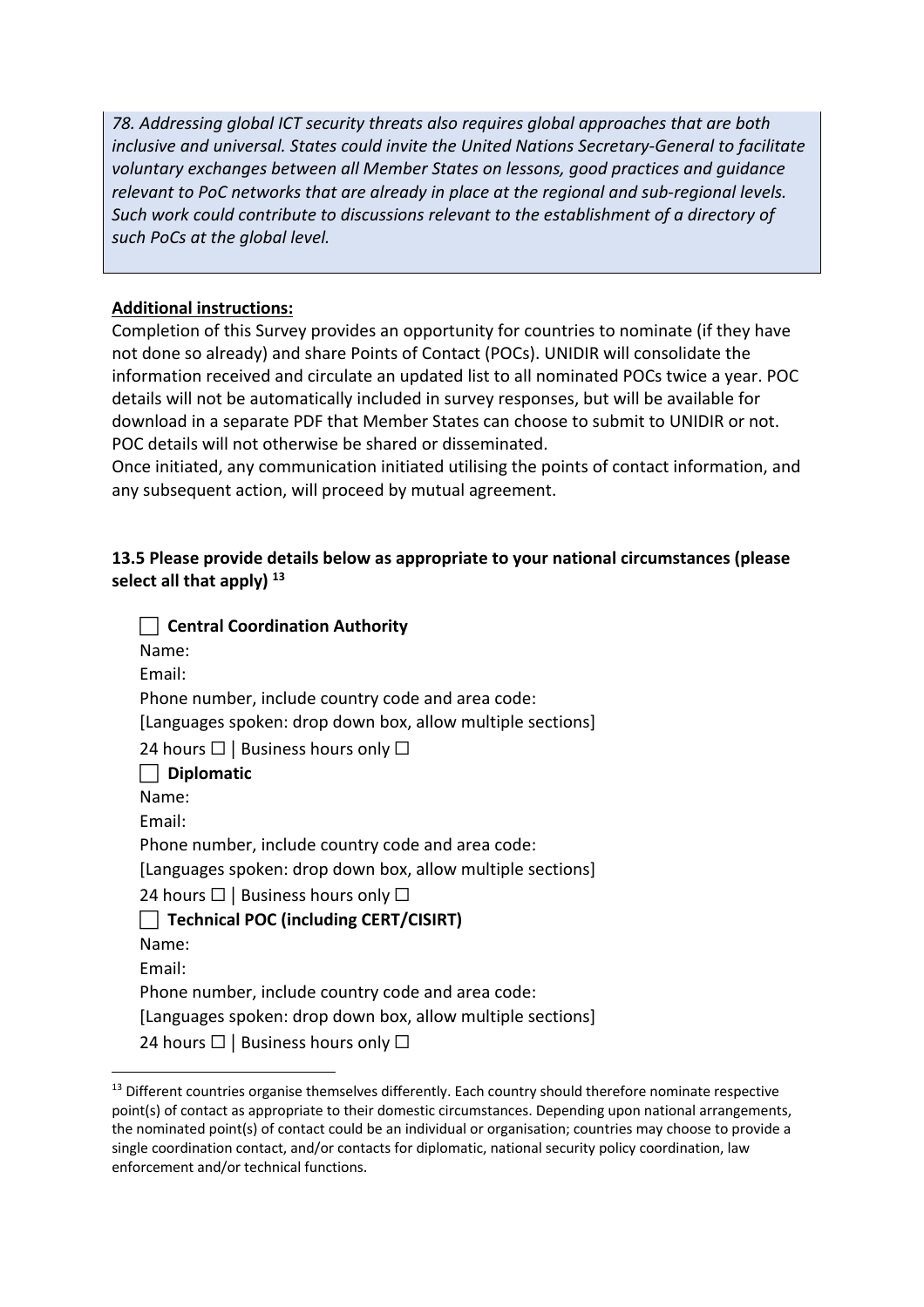*78. Addressing global ICT security threats also requires global approaches that are both inclusive and universal. States could invite the United Nations Secretary-General to facilitate voluntary exchanges between all Member States on lessons, good practices and guidance relevant to PoC networks that are already in place at the regional and sub-regional levels. Such work could contribute to discussions relevant to the establishment of a directory of such PoCs at the global level.*

**Additional instructions:**

Completion of this Survey provides an opportunity for countries to nominate (if they have not done so already) and share Points of Contact (POCs). UNIDIR will consolidate the information received and circulate an updated list to all nominated POCs twice a year. POC details will not be automatically included in survey responses, but will be available for download in a separate PDF that Member States can choose to submit to UNIDIR or not. POC details will not otherwise be shared or disseminated.

Once initiated, any communication initiated utilising the points of contact information, and any subsequent action, will proceed by mutual agreement.

**13.5 Please provide details below as appropriate to your national circumstances (please select all that apply)** [13]

☐ **Central Coordination Authority**

Name:

Email:

Phone number, include country code and area code:

[Languages spoken: drop down box, allow multiple sections]

24 hours ☐ | Business hours only ☐

☐ **Diplomatic**

Name:

Email:

Phone number, include country code and area code:

[Languages spoken: drop down box, allow multiple sections]

24 hours ☐ | Business hours only ☐

☐ **Technical POC (including CERT/CISIRT)**

Name:

Email:

Phone number, include country code and area code:

[Languages spoken: drop down box, allow multiple sections]

24 hours ☐ | Business hours only ☐

[13] Different countries organise themselves differently. Each country should therefore nominate respective point(s) of contact as appropriate to their domestic circumstances. Depending upon national arrangements, the nominated point(s) of contact could be an individual or organisation; countries may choose to provide a single coordination contact, and/or contacts for diplomatic, national security policy coordination, law enforcement and/or technical functions.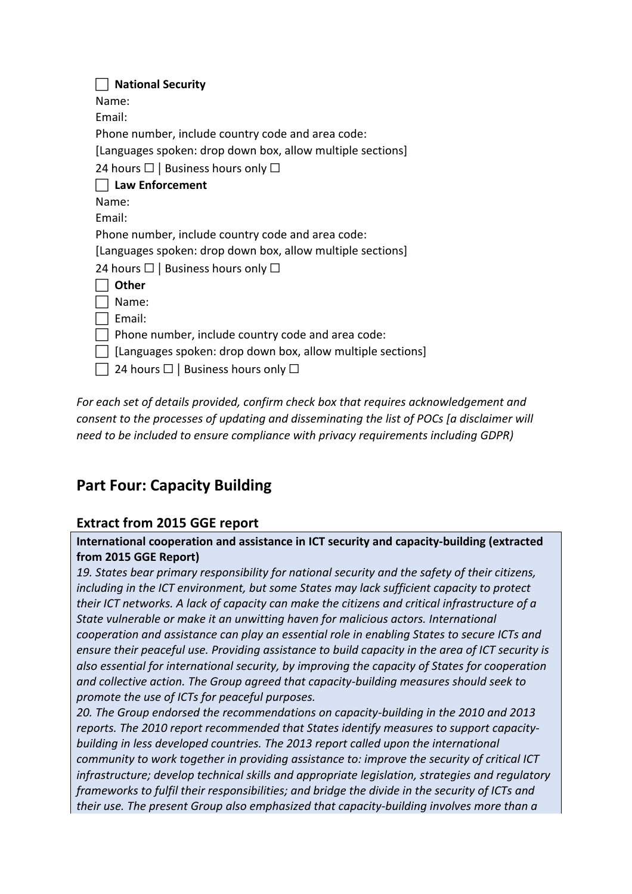☐ **National Security**

Name:

Email:

Phone number, include country code and area code:

[Languages spoken: drop down box, allow multiple sections]

24 hours ☐ | Business hours only ☐

☐ **Law Enforcement**

Name:

Email:

Phone number, include country code and area code:

[Languages spoken: drop down box, allow multiple sections]

24 hours ☐ | Business hours only ☐

☐ **Other**

☐ Name:

☐ Email:

☐ Phone number, include country code and area code:

☐ [Languages spoken: drop down box, allow multiple sections]

☐ 24 hours ☐ | Business hours only ☐

*For each set of details provided, confirm check box that requires acknowledgement and consent to the processes of updating and disseminating the list of POCs [a disclaimer will need to be included to ensure compliance with privacy requirements including GDPR)*

## Part Four: Capacity Building

### Extract from 2015 GGE report

**International cooperation and assistance in ICT security and capacity-building (extracted from 2015 GGE Report)**

*19. States bear primary responsibility for national security and the safety of their citizens, including in the ICT environment, but some States may lack sufficient capacity to protect their ICT networks. A lack of capacity can make the citizens and critical infrastructure of a State vulnerable or make it an unwitting haven for malicious actors. International cooperation and assistance can play an essential role in enabling States to secure ICTs and ensure their peaceful use. Providing assistance to build capacity in the area of ICT security is also essential for international security, by improving the capacity of States for cooperation and collective action. The Group agreed that capacity-building measures should seek to promote the use of ICTs for peaceful purposes.*

*20. The Group endorsed the recommendations on capacity-building in the 2010 and 2013 reports. The 2010 report recommended that States identify measures to support capacity-building in less developed countries. The 2013 report called upon the international community to work together in providing assistance to: improve the security of critical ICT infrastructure; develop technical skills and appropriate legislation, strategies and regulatory frameworks to fulfil their responsibilities; and bridge the divide in the security of ICTs and their use. The present Group also emphasized that capacity-building involves more than a*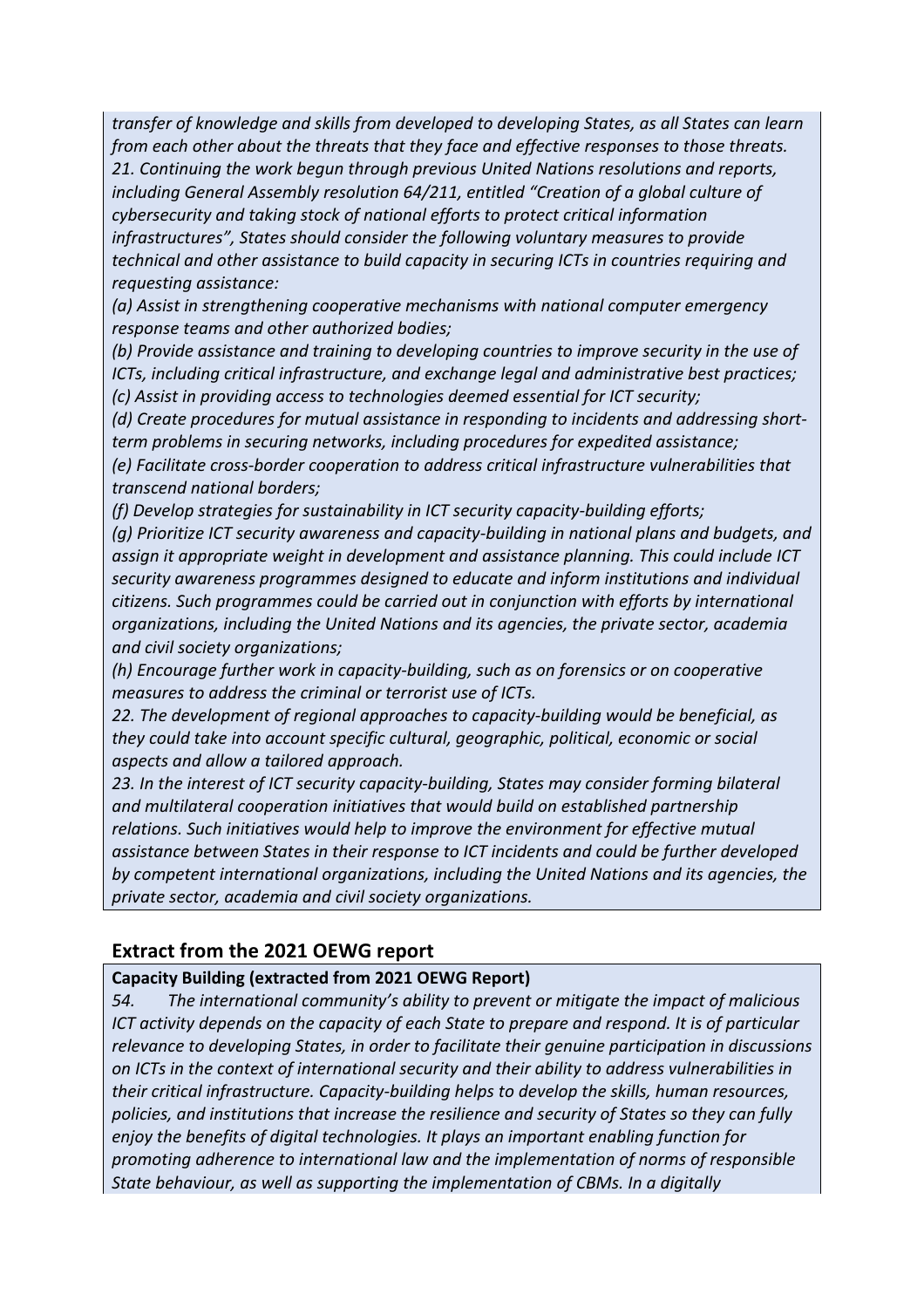*transfer of knowledge and skills from developed to developing States, as all States can learn from each other about the threats that they face and effective responses to those threats.*

*21. Continuing the work begun through previous United Nations resolutions and reports, including General Assembly resolution 64/211, entitled "Creation of a global culture of cybersecurity and taking stock of national efforts to protect critical information infrastructures", States should consider the following voluntary measures to provide technical and other assistance to build capacity in securing ICTs in countries requiring and requesting assistance:*

*(a) Assist in strengthening cooperative mechanisms with national computer emergency response teams and other authorized bodies;*

*(b) Provide assistance and training to developing countries to improve security in the use of ICTs, including critical infrastructure, and exchange legal and administrative best practices;*

*(c) Assist in providing access to technologies deemed essential for ICT security;*

*(d) Create procedures for mutual assistance in responding to incidents and addressing short-term problems in securing networks, including procedures for expedited assistance;*

*(e) Facilitate cross-border cooperation to address critical infrastructure vulnerabilities that transcend national borders;*

*(f) Develop strategies for sustainability in ICT security capacity-building efforts;*

*(g) Prioritize ICT security awareness and capacity-building in national plans and budgets, and assign it appropriate weight in development and assistance planning. This could include ICT security awareness programmes designed to educate and inform institutions and individual citizens. Such programmes could be carried out in conjunction with efforts by international organizations, including the United Nations and its agencies, the private sector, academia and civil society organizations;*

*(h) Encourage further work in capacity-building, such as on forensics or on cooperative measures to address the criminal or terrorist use of ICTs.*

*22. The development of regional approaches to capacity-building would be beneficial, as they could take into account specific cultural, geographic, political, economic or social aspects and allow a tailored approach.*

*23. In the interest of ICT security capacity-building, States may consider forming bilateral and multilateral cooperation initiatives that would build on established partnership relations. Such initiatives would help to improve the environment for effective mutual assistance between States in their response to ICT incidents and could be further developed by competent international organizations, including the United Nations and its agencies, the private sector, academia and civil society organizations.*

## Extract from the 2021 OEWG report

**Capacity Building (extracted from 2021 OEWG Report)**

*54. The international community's ability to prevent or mitigate the impact of malicious ICT activity depends on the capacity of each State to prepare and respond. It is of particular relevance to developing States, in order to facilitate their genuine participation in discussions on ICTs in the context of international security and their ability to address vulnerabilities in their critical infrastructure. Capacity-building helps to develop the skills, human resources, policies, and institutions that increase the resilience and security of States so they can fully enjoy the benefits of digital technologies. It plays an important enabling function for promoting adherence to international law and the implementation of norms of responsible State behaviour, as well as supporting the implementation of CBMs. In a digitally*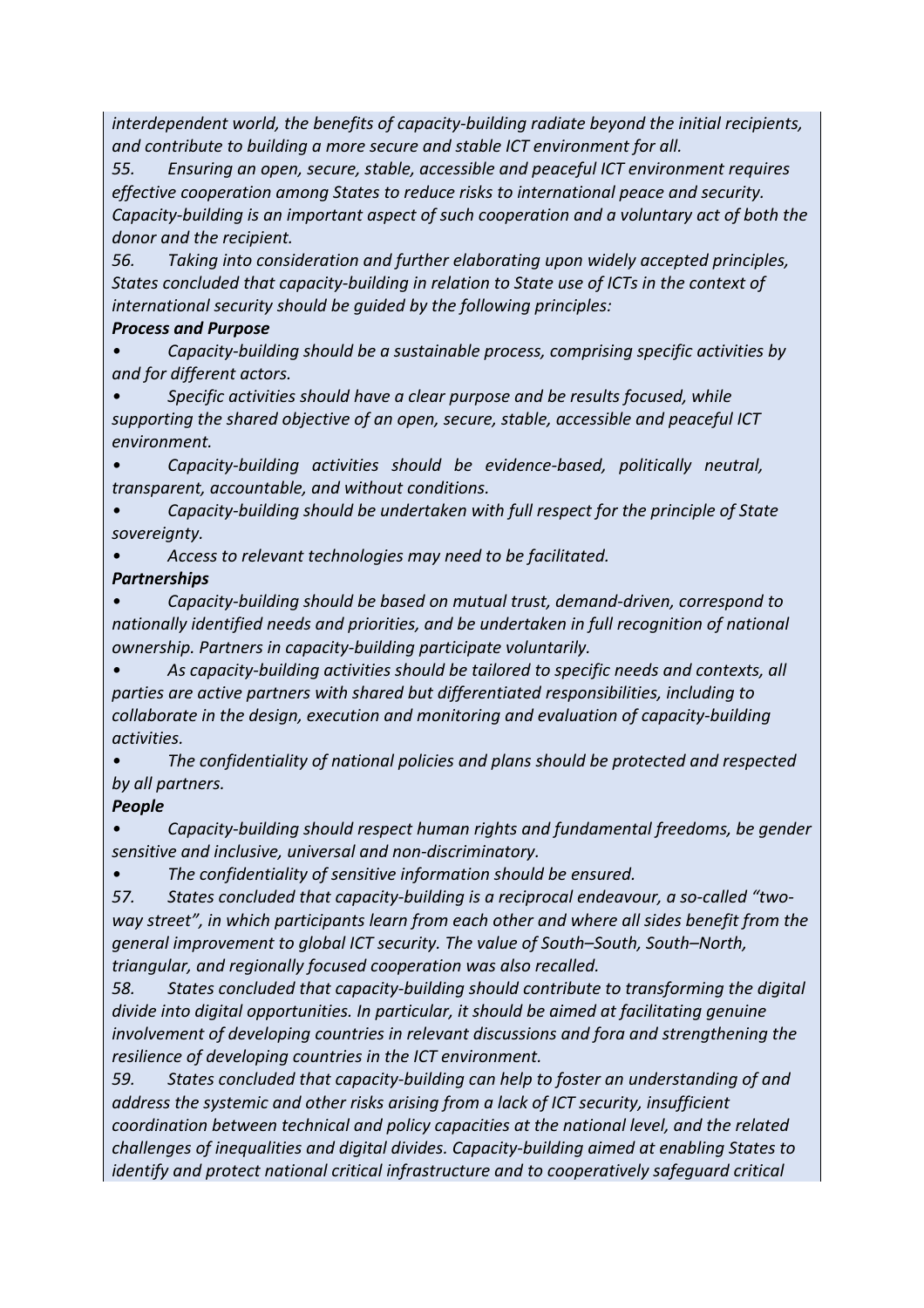*interdependent world, the benefits of capacity-building radiate beyond the initial recipients, and contribute to building a more secure and stable ICT environment for all.*

*55. Ensuring an open, secure, stable, accessible and peaceful ICT environment requires effective cooperation among States to reduce risks to international peace and security. Capacity-building is an important aspect of such cooperation and a voluntary act of both the donor and the recipient.*

*56. Taking into consideration and further elaborating upon widely accepted principles, States concluded that capacity-building in relation to State use of ICTs in the context of international security should be guided by the following principles:*

***Process and Purpose***

- *Capacity-building should be a sustainable process, comprising specific activities by and for different actors.*
- *Specific activities should have a clear purpose and be results focused, while supporting the shared objective of an open, secure, stable, accessible and peaceful ICT environment.*
- *Capacity-building activities should be evidence-based, politically neutral, transparent, accountable, and without conditions.*
- *Capacity-building should be undertaken with full respect for the principle of State sovereignty.*
- *Access to relevant technologies may need to be facilitated.*

***Partnerships***

- *Capacity-building should be based on mutual trust, demand-driven, correspond to nationally identified needs and priorities, and be undertaken in full recognition of national ownership. Partners in capacity-building participate voluntarily.*
- *As capacity-building activities should be tailored to specific needs and contexts, all parties are active partners with shared but differentiated responsibilities, including to collaborate in the design, execution and monitoring and evaluation of capacity-building activities.*
- *The confidentiality of national policies and plans should be protected and respected by all partners.*

***People***

- *Capacity-building should respect human rights and fundamental freedoms, be gender sensitive and inclusive, universal and non-discriminatory.*
- *The confidentiality of sensitive information should be ensured.*

*57. States concluded that capacity-building is a reciprocal endeavour, a so-called "two-way street", in which participants learn from each other and where all sides benefit from the general improvement to global ICT security. The value of South–South, South–North, triangular, and regionally focused cooperation was also recalled.*

*58. States concluded that capacity-building should contribute to transforming the digital divide into digital opportunities. In particular, it should be aimed at facilitating genuine involvement of developing countries in relevant discussions and fora and strengthening the resilience of developing countries in the ICT environment.*

*59. States concluded that capacity-building can help to foster an understanding of and address the systemic and other risks arising from a lack of ICT security, insufficient coordination between technical and policy capacities at the national level, and the related challenges of inequalities and digital divides. Capacity-building aimed at enabling States to identify and protect national critical infrastructure and to cooperatively safeguard critical*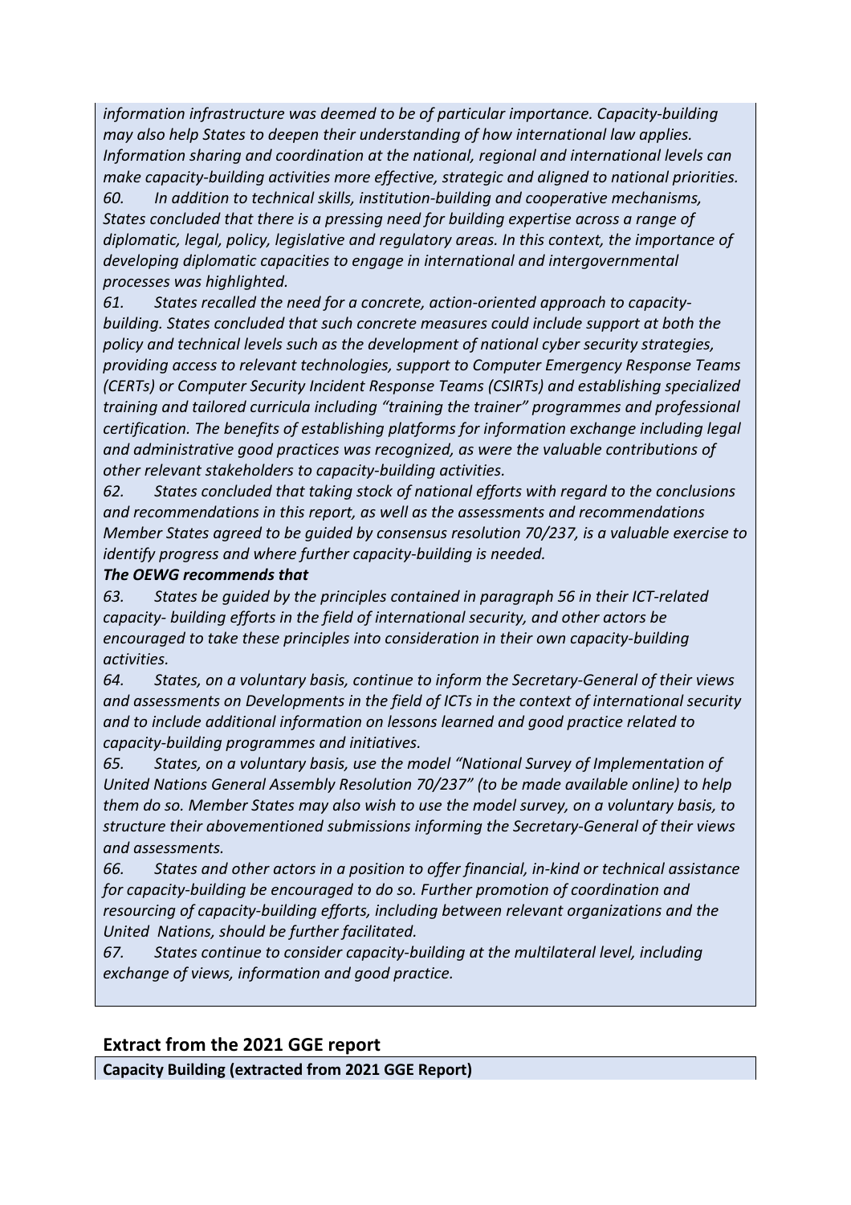*information infrastructure was deemed to be of particular importance. Capacity-building may also help States to deepen their understanding of how international law applies. Information sharing and coordination at the national, regional and international levels can make capacity-building activities more effective, strategic and aligned to national priorities.*

*60. In addition to technical skills, institution-building and cooperative mechanisms, States concluded that there is a pressing need for building expertise across a range of diplomatic, legal, policy, legislative and regulatory areas. In this context, the importance of developing diplomatic capacities to engage in international and intergovernmental processes was highlighted.*

*61. States recalled the need for a concrete, action-oriented approach to capacity-building. States concluded that such concrete measures could include support at both the policy and technical levels such as the development of national cyber security strategies, providing access to relevant technologies, support to Computer Emergency Response Teams (CERTs) or Computer Security Incident Response Teams (CSIRTs) and establishing specialized training and tailored curricula including "training the trainer" programmes and professional certification. The benefits of establishing platforms for information exchange including legal and administrative good practices was recognized, as were the valuable contributions of other relevant stakeholders to capacity-building activities.*

*62. States concluded that taking stock of national efforts with regard to the conclusions and recommendations in this report, as well as the assessments and recommendations Member States agreed to be guided by consensus resolution 70/237, is a valuable exercise to identify progress and where further capacity-building is needed.*

***The OEWG recommends that***

*63. States be guided by the principles contained in paragraph 56 in their ICT-related capacity- building efforts in the field of international security, and other actors be encouraged to take these principles into consideration in their own capacity-building activities.*

*64. States, on a voluntary basis, continue to inform the Secretary-General of their views and assessments on Developments in the field of ICTs in the context of international security and to include additional information on lessons learned and good practice related to capacity-building programmes and initiatives.*

*65. States, on a voluntary basis, use the model "National Survey of Implementation of United Nations General Assembly Resolution 70/237" (to be made available online) to help them do so. Member States may also wish to use the model survey, on a voluntary basis, to structure their abovementioned submissions informing the Secretary-General of their views and assessments.*

*66. States and other actors in a position to offer financial, in-kind or technical assistance for capacity-building be encouraged to do so. Further promotion of coordination and resourcing of capacity-building efforts, including between relevant organizations and the United Nations, should be further facilitated.*

*67. States continue to consider capacity-building at the multilateral level, including exchange of views, information and good practice.*

## Extract from the 2021 GGE report

**Capacity Building (extracted from 2021 GGE Report)**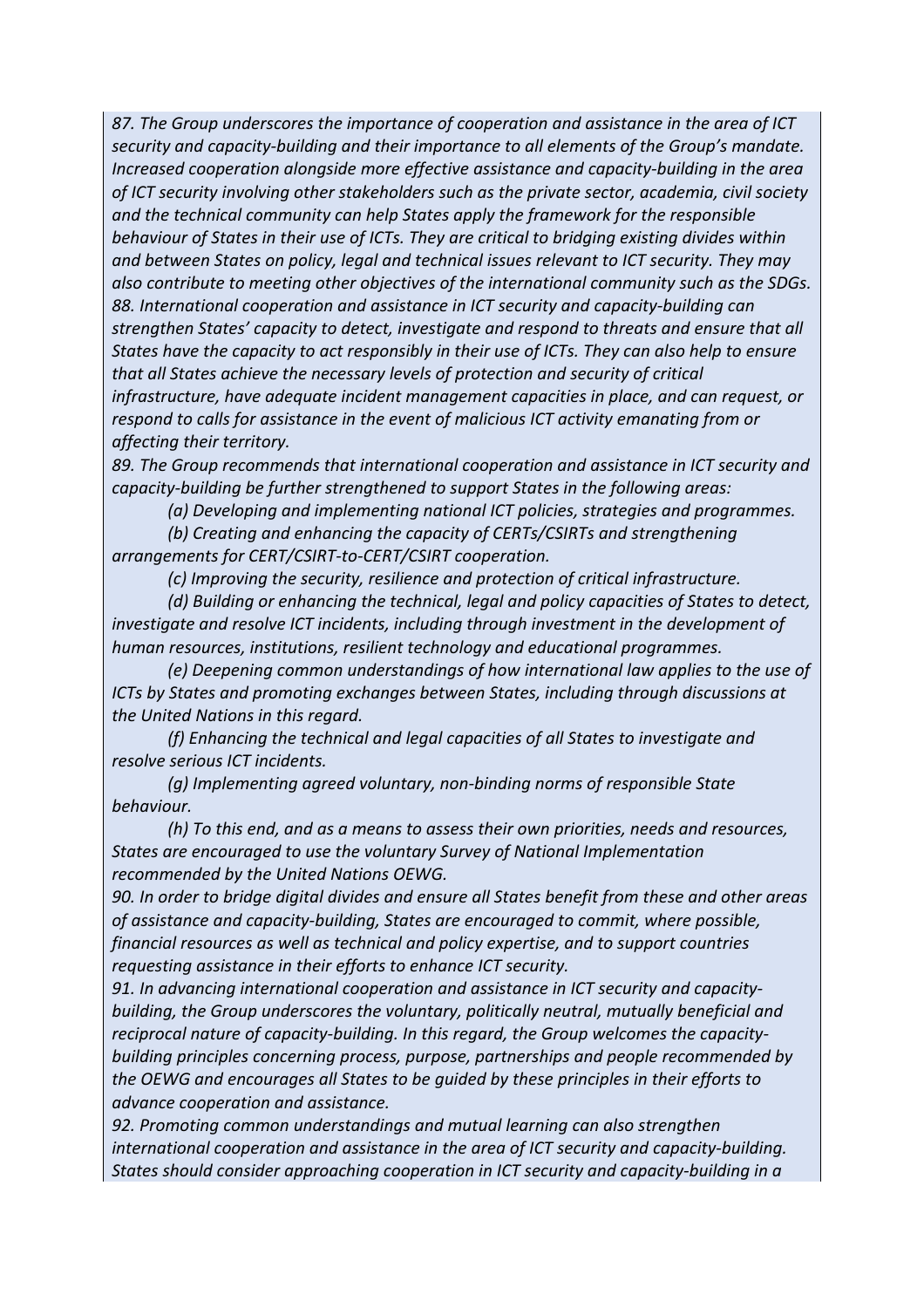*87. The Group underscores the importance of cooperation and assistance in the area of ICT security and capacity-building and their importance to all elements of the Group's mandate. Increased cooperation alongside more effective assistance and capacity-building in the area of ICT security involving other stakeholders such as the private sector, academia, civil society and the technical community can help States apply the framework for the responsible behaviour of States in their use of ICTs. They are critical to bridging existing divides within and between States on policy, legal and technical issues relevant to ICT security. They may also contribute to meeting other objectives of the international community such as the SDGs.*

*88. International cooperation and assistance in ICT security and capacity-building can strengthen States' capacity to detect, investigate and respond to threats and ensure that all States have the capacity to act responsibly in their use of ICTs. They can also help to ensure that all States achieve the necessary levels of protection and security of critical infrastructure, have adequate incident management capacities in place, and can request, or respond to calls for assistance in the event of malicious ICT activity emanating from or affecting their territory.*

*89. The Group recommends that international cooperation and assistance in ICT security and capacity-building be further strengthened to support States in the following areas:*

*(a) Developing and implementing national ICT policies, strategies and programmes.*

*(b) Creating and enhancing the capacity of CERTs/CSIRTs and strengthening arrangements for CERT/CSIRT-to-CERT/CSIRT cooperation.*

*(c) Improving the security, resilience and protection of critical infrastructure.*

*(d) Building or enhancing the technical, legal and policy capacities of States to detect, investigate and resolve ICT incidents, including through investment in the development of human resources, institutions, resilient technology and educational programmes.*

*(e) Deepening common understandings of how international law applies to the use of ICTs by States and promoting exchanges between States, including through discussions at the United Nations in this regard.*

*(f) Enhancing the technical and legal capacities of all States to investigate and resolve serious ICT incidents.*

*(g) Implementing agreed voluntary, non-binding norms of responsible State behaviour.*

*(h) To this end, and as a means to assess their own priorities, needs and resources, States are encouraged to use the voluntary Survey of National Implementation recommended by the United Nations OEWG.*

*90. In order to bridge digital divides and ensure all States benefit from these and other areas of assistance and capacity-building, States are encouraged to commit, where possible, financial resources as well as technical and policy expertise, and to support countries requesting assistance in their efforts to enhance ICT security.*

*91. In advancing international cooperation and assistance in ICT security and capacity-building, the Group underscores the voluntary, politically neutral, mutually beneficial and reciprocal nature of capacity-building. In this regard, the Group welcomes the capacity-building principles concerning process, purpose, partnerships and people recommended by the OEWG and encourages all States to be guided by these principles in their efforts to advance cooperation and assistance.*

*92. Promoting common understandings and mutual learning can also strengthen international cooperation and assistance in the area of ICT security and capacity-building. States should consider approaching cooperation in ICT security and capacity-building in a*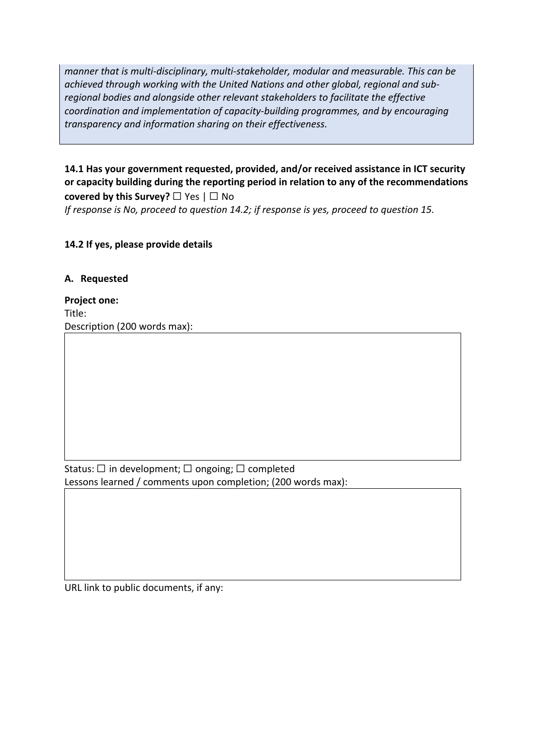*manner that is multi-disciplinary, multi-stakeholder, modular and measurable. This can be achieved through working with the United Nations and other global, regional and sub-regional bodies and alongside other relevant stakeholders to facilitate the effective coordination and implementation of capacity-building programmes, and by encouraging transparency and information sharing on their effectiveness.*

**14.1 Has your government requested, provided, and/or received assistance in ICT security or capacity building during the reporting period in relation to any of the recommendations covered by this Survey?** ☐ Yes | ☐ No

*If response is No, proceed to question 14.2; if response is yes, proceed to question 15.*

**14.2 If yes, please provide details**

**A. Requested**

**Project one:**

Title:

Description (200 words max):

Status: ☐ in development; ☐ ongoing; ☐ completed

Lessons learned / comments upon completion; (200 words max):

URL link to public documents, if any: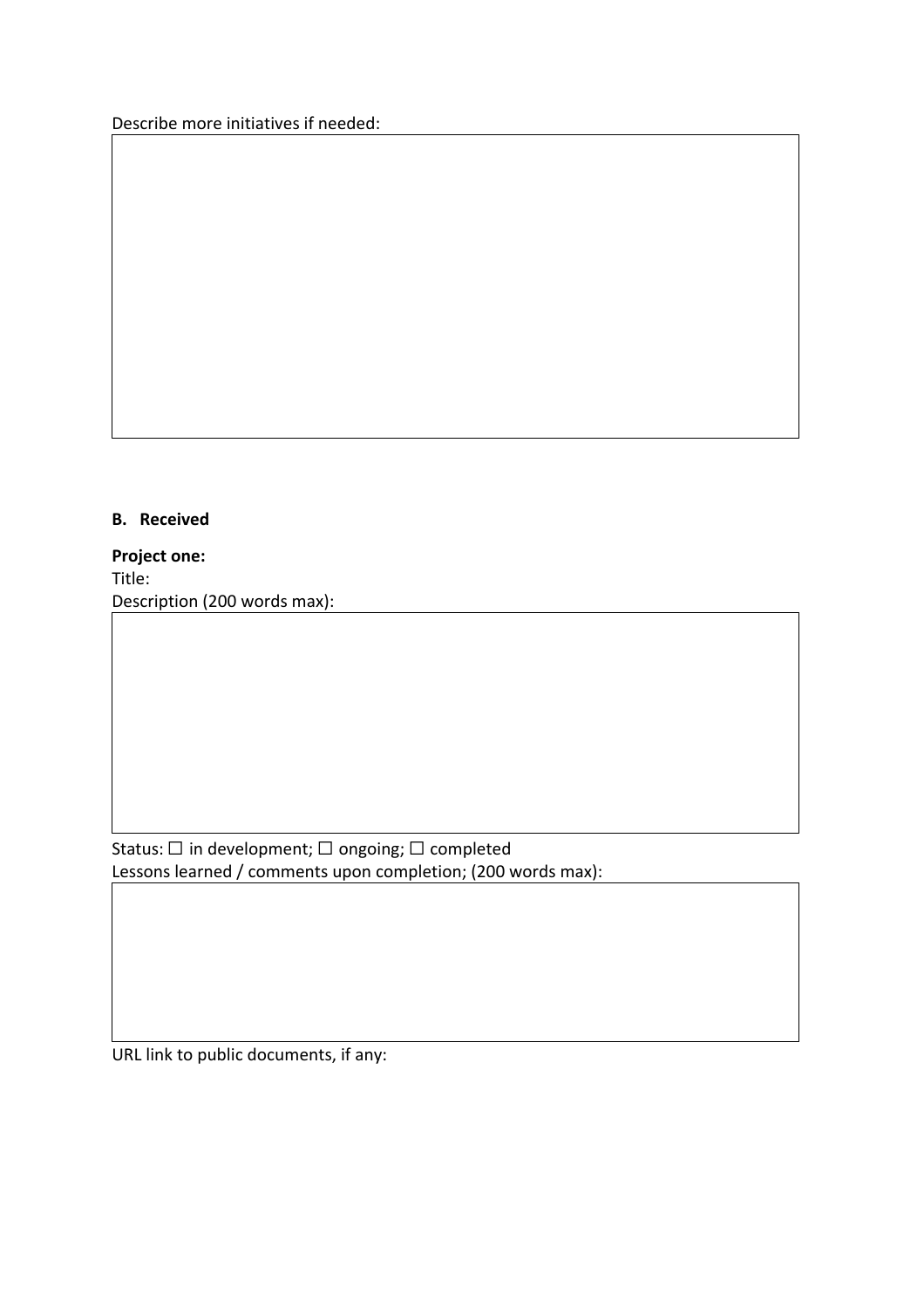Describe more initiatives if needed:

**B. Received**

**Project one:**

Title:

Description (200 words max):

Status: ☐ in development; ☐ ongoing; ☐ completed

Lessons learned / comments upon completion; (200 words max):

URL link to public documents, if any: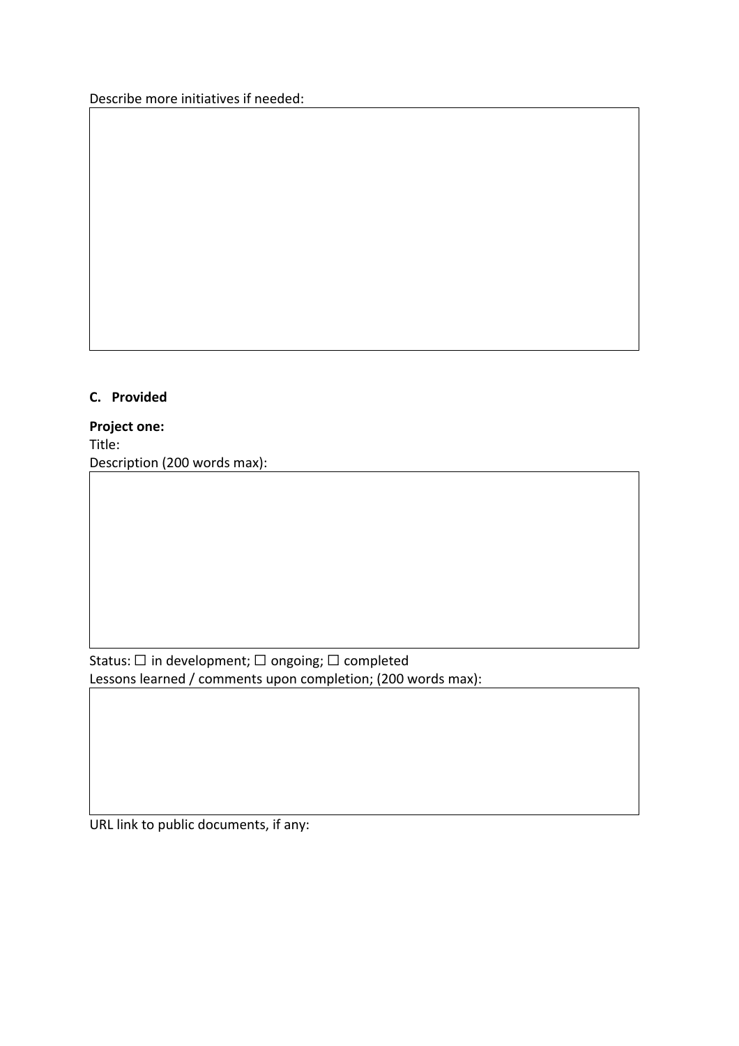Describe more initiatives if needed:

## C. Provided

**Project one:**

Title:

Description (200 words max):

Status: ☐ in development; ☐ ongoing; ☐ completed

Lessons learned / comments upon completion; (200 words max):

URL link to public documents, if any: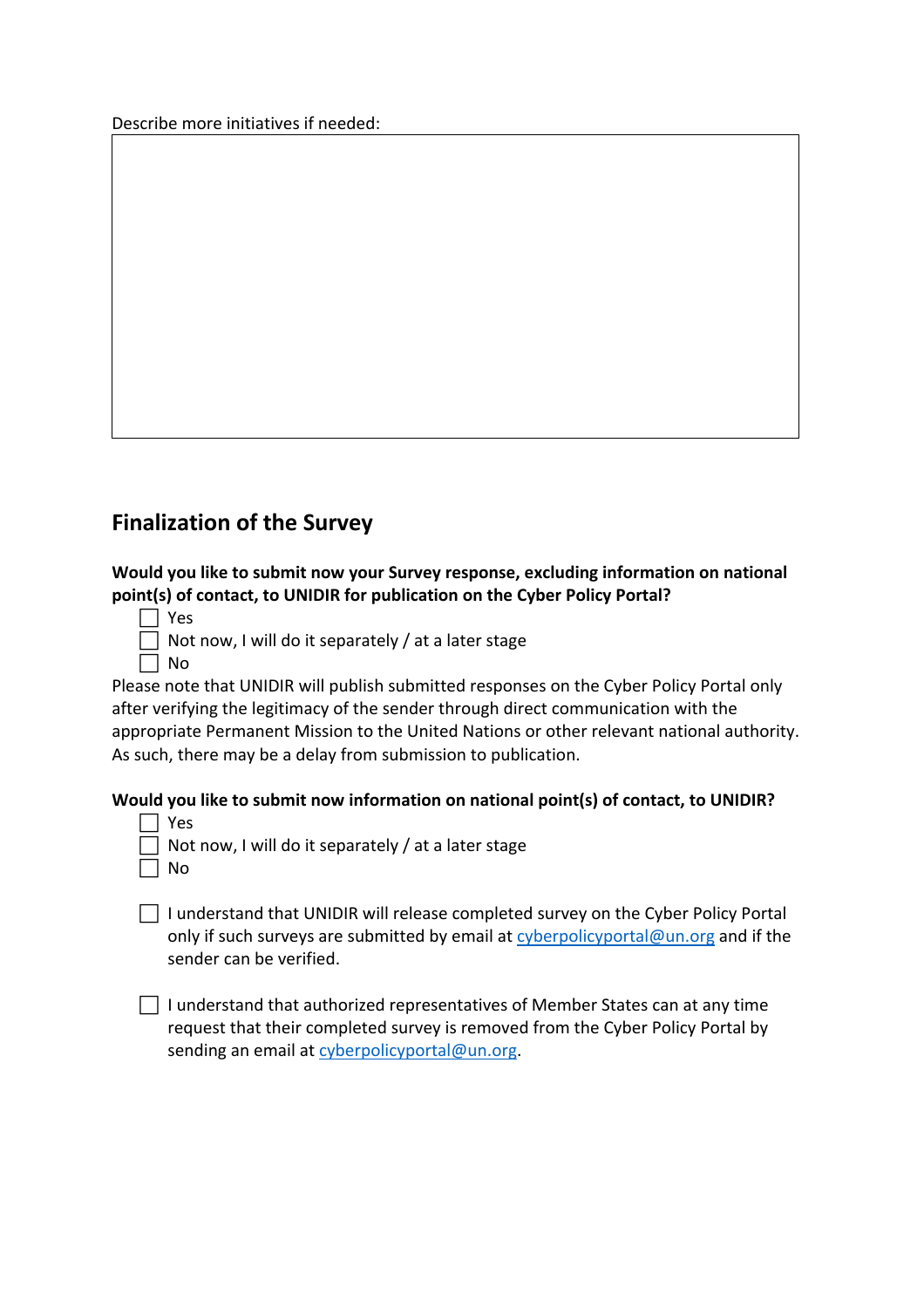Describe more initiatives if needed:

## Finalization of the Survey

**Would you like to submit now your Survey response, excluding information on national point(s) of contact, to UNIDIR for publication on the Cyber Policy Portal?**

- ☐ Yes
- ☐ Not now, I will do it separately / at a later stage
- ☐ No

Please note that UNIDIR will publish submitted responses on the Cyber Policy Portal only after verifying the legitimacy of the sender through direct communication with the appropriate Permanent Mission to the United Nations or other relevant national authority. As such, there may be a delay from submission to publication.

**Would you like to submit now information on national point(s) of contact, to UNIDIR?**

- ☐ Yes
- ☐ Not now, I will do it separately / at a later stage
- ☐ No

☐ I understand that UNIDIR will release completed survey on the Cyber Policy Portal only if such surveys are submitted by email at cyberpolicyportal@un.org and if the sender can be verified.

☐ I understand that authorized representatives of Member States can at any time request that their completed survey is removed from the Cyber Policy Portal by sending an email at cyberpolicyportal@un.org.